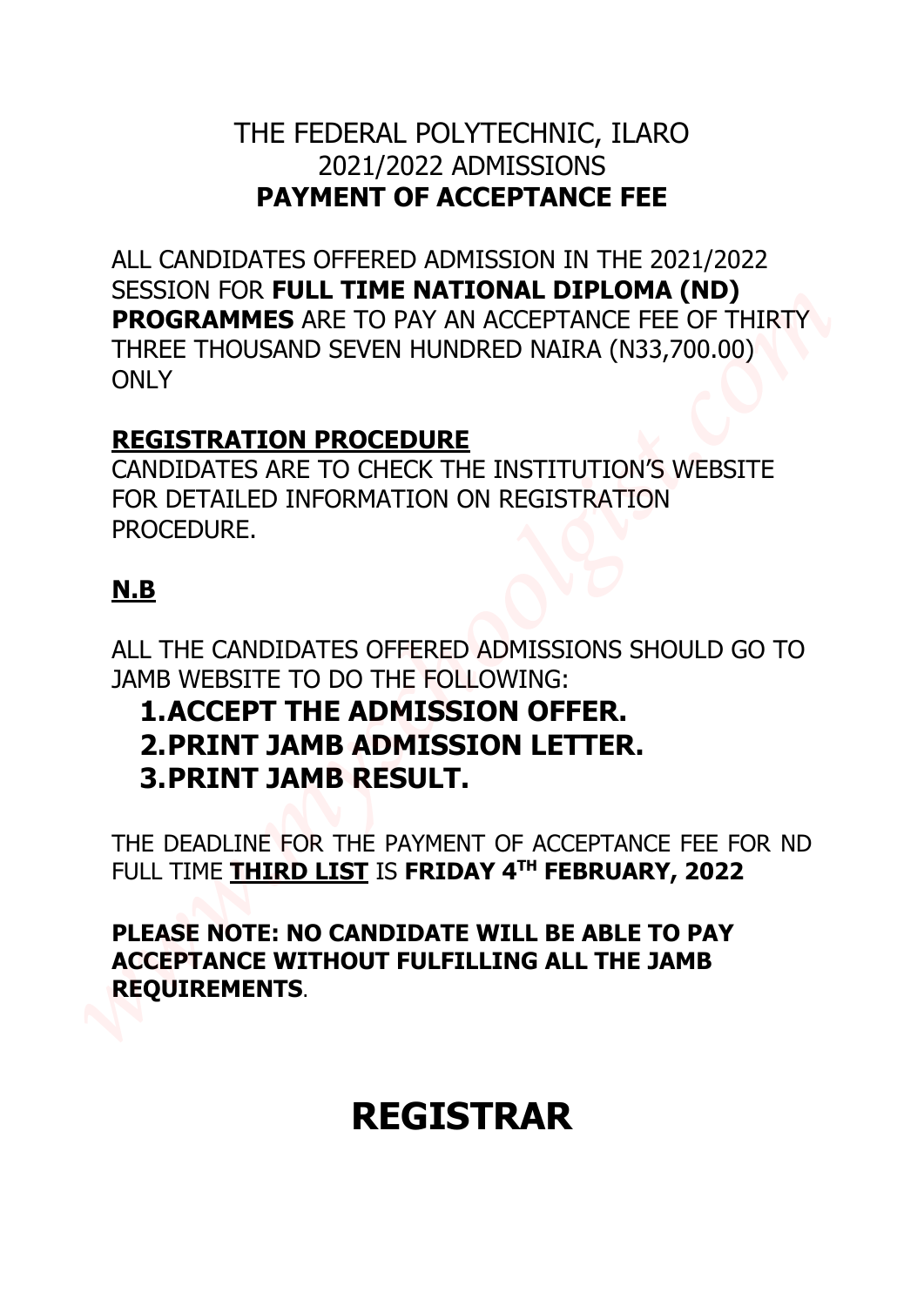# THE FEDERAL POLYTECHNIC, ILARO
## 2021/2022 ADMISSIONS
## PAYMENT OF ACCEPTANCE FEE

ALL CANDIDATES OFFERED ADMISSION IN THE 2021/2022 SESSION FOR **FULL TIME NATIONAL DIPLOMA (ND) PROGRAMMES** ARE TO PAY AN ACCEPTANCE FEE OF THIRTY THREE THOUSAND SEVEN HUNDRED NAIRA (N33,700.00) ONLY

### REGISTRATION PROCEDURE

CANDIDATES ARE TO CHECK THE INSTITUTION'S WEBSITE FOR DETAILED INFORMATION ON REGISTRATION PROCEDURE.

### N.B

ALL THE CANDIDATES OFFERED ADMISSIONS SHOULD GO TO JAMB WEBSITE TO DO THE FOLLOWING:

1. **ACCEPT THE ADMISSION OFFER.**
2. **PRINT JAMB ADMISSION LETTER.**
3. **PRINT JAMB RESULT.**

THE DEADLINE FOR THE PAYMENT OF ACCEPTANCE FEE FOR ND FULL TIME **THIRD LIST** IS **FRIDAY 4TH FEBRUARY, 2022**

**PLEASE NOTE: NO CANDIDATE WILL BE ABLE TO PAY ACCEPTANCE WITHOUT FULFILLING ALL THE JAMB REQUIREMENTS**.

# REGISTRAR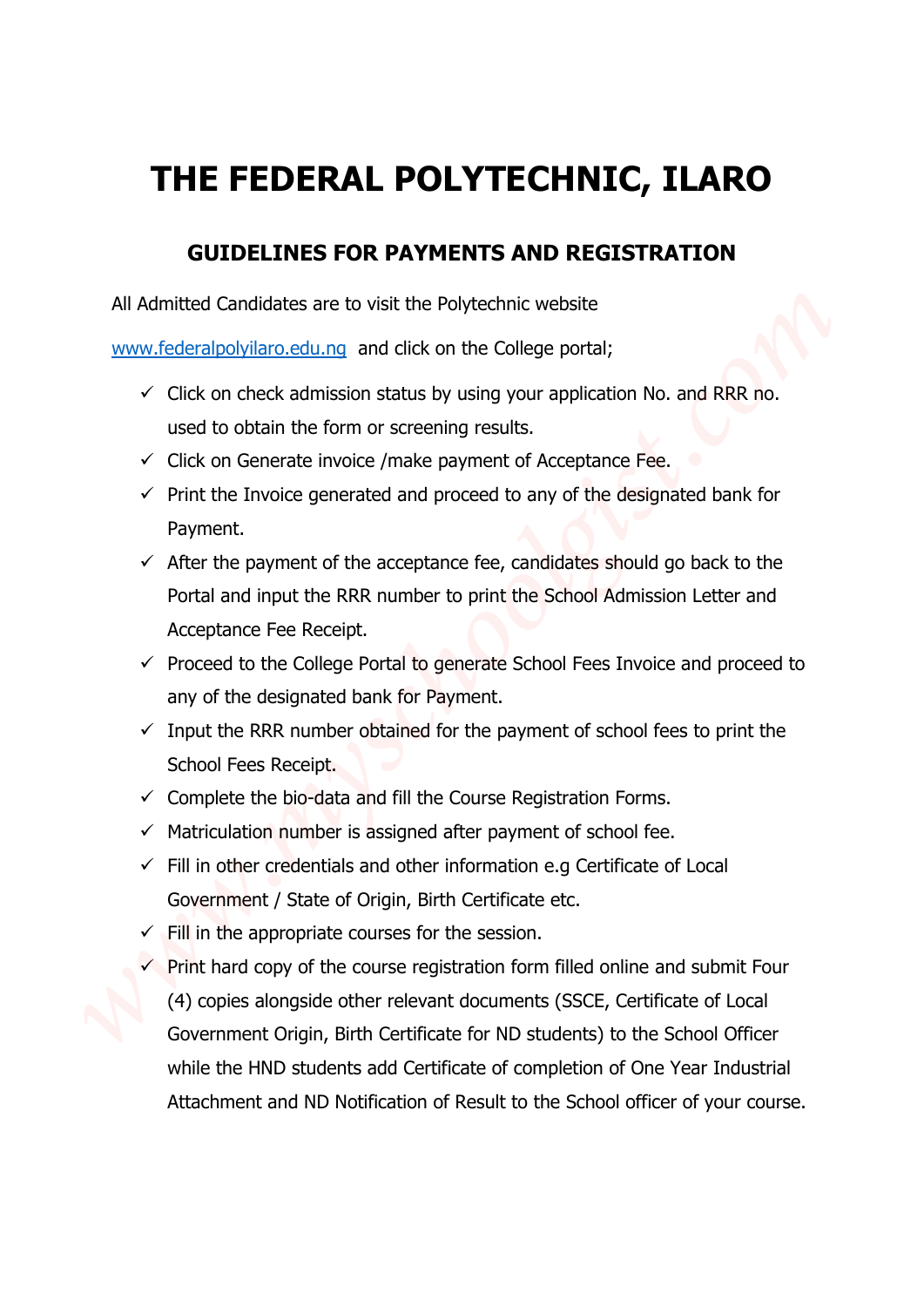# THE FEDERAL POLYTECHNIC, ILARO

## GUIDELINES FOR PAYMENTS AND REGISTRATION

All Admitted Candidates are to visit the Polytechnic website

www.federalpolyilaro.edu.ng and click on the College portal;

- ✓ Click on check admission status by using your application No. and RRR no. used to obtain the form or screening results.
- ✓ Click on Generate invoice /make payment of Acceptance Fee.
- ✓ Print the Invoice generated and proceed to any of the designated bank for Payment.
- ✓ After the payment of the acceptance fee, candidates should go back to the Portal and input the RRR number to print the School Admission Letter and Acceptance Fee Receipt.
- ✓ Proceed to the College Portal to generate School Fees Invoice and proceed to any of the designated bank for Payment.
- ✓ Input the RRR number obtained for the payment of school fees to print the School Fees Receipt.
- ✓ Complete the bio-data and fill the Course Registration Forms.
- ✓ Matriculation number is assigned after payment of school fee.
- ✓ Fill in other credentials and other information e.g Certificate of Local Government / State of Origin, Birth Certificate etc.
- ✓ Fill in the appropriate courses for the session.
- ✓ Print hard copy of the course registration form filled online and submit Four (4) copies alongside other relevant documents (SSCE, Certificate of Local Government Origin, Birth Certificate for ND students) to the School Officer while the HND students add Certificate of completion of One Year Industrial Attachment and ND Notification of Result to the School officer of your course.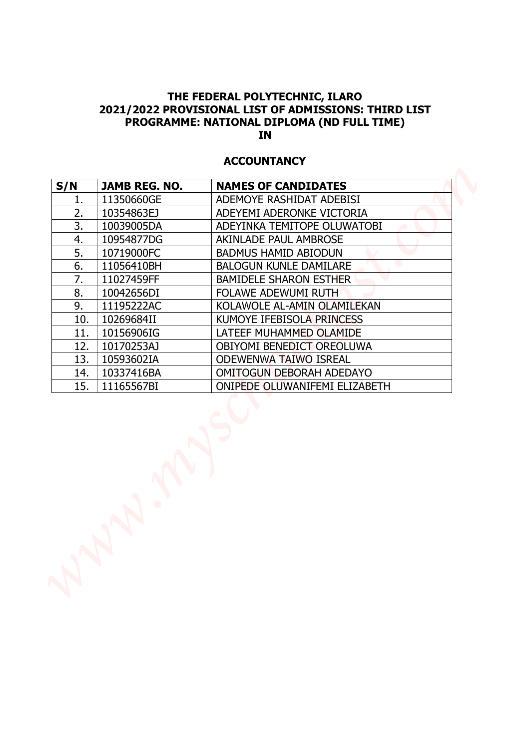**THE FEDERAL POLYTECHNIC, ILARO**
**2021/2022 PROVISIONAL LIST OF ADMISSIONS: THIRD LIST**
**PROGRAMME: NATIONAL DIPLOMA (ND FULL TIME)**
**IN**

## ACCOUNTANCY

| S/N | JAMB REG. NO. | NAMES OF CANDIDATES |
|---|---|---|
| 1. | 11350660GE | ADEMOYE RASHIDAT ADEBISI |
| 2. | 10354863EJ | ADEYEMI ADERONKE VICTORIA |
| 3. | 10039005DA | ADEYINKA TEMITOPE OLUWATOBI |
| 4. | 10954877DG | AKINLADE PAUL AMBROSE |
| 5. | 10719000FC | BADMUS HAMID ABIODUN |
| 6. | 11056410BH | BALOGUN KUNLE DAMILARE |
| 7. | 11027459FF | BAMIDELE SHARON ESTHER |
| 8. | 10042656DI | FOLAWE ADEWUMI RUTH |
| 9. | 11195222AC | KOLAWOLE AL-AMIN OLAMILEKAN |
| 10. | 10269684II | KUMOYE IFEBISOLA PRINCESS |
| 11. | 10156906IG | LATEEF MUHAMMED OLAMIDE |
| 12. | 10170253AJ | OBIYOMI BENEDICT OREOLUWA |
| 13. | 10593602IA | ODEWENWA TAIWO ISREAL |
| 14. | 10337416BA | OMITOGUN DEBORAH ADEDAYO |
| 15. | 11165567BI | ONIPEDE OLUWANIFEMI ELIZABETH |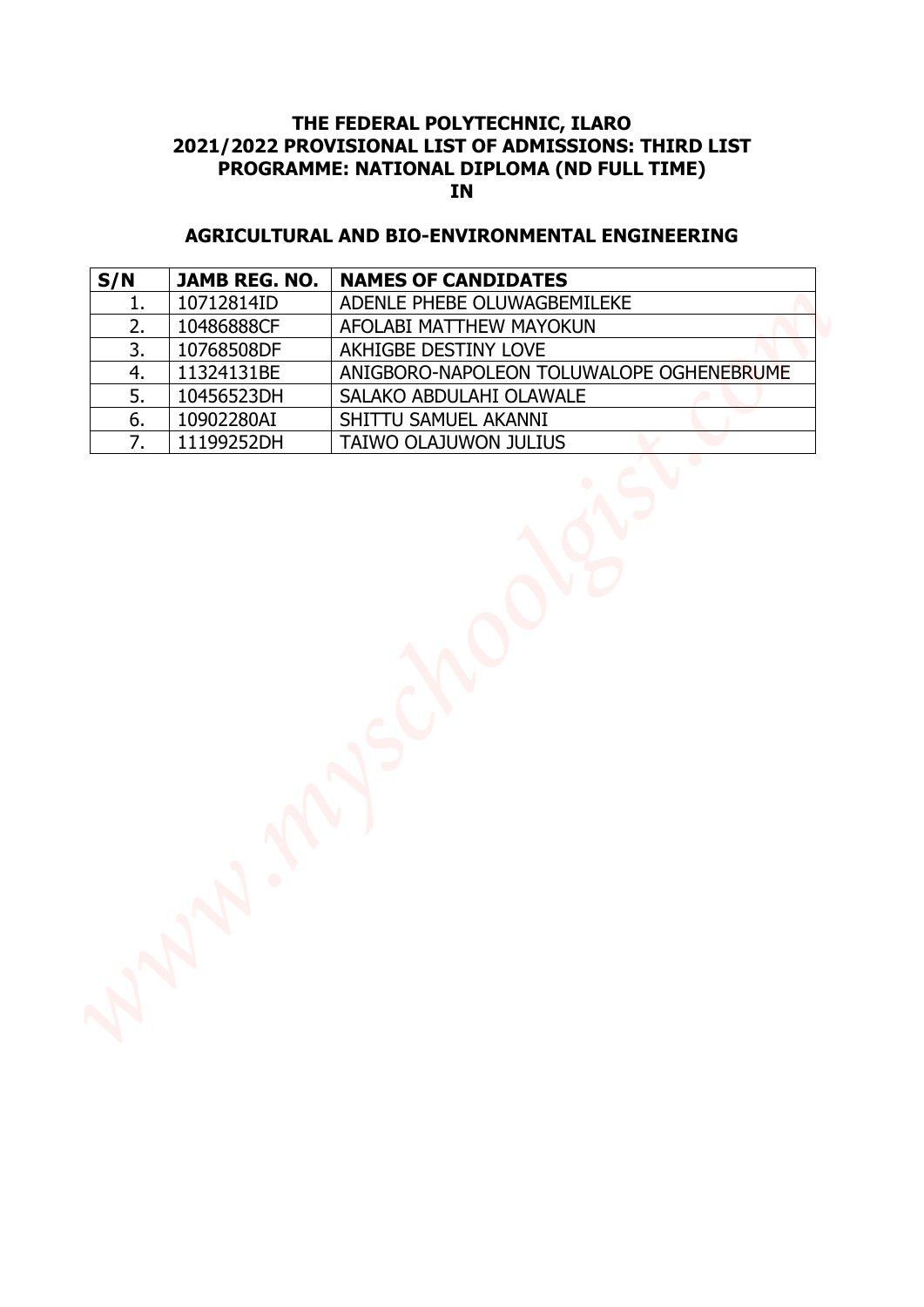**THE FEDERAL POLYTECHNIC, ILARO**
**2021/2022 PROVISIONAL LIST OF ADMISSIONS: THIRD LIST**
**PROGRAMME: NATIONAL DIPLOMA (ND FULL TIME)**
**IN**

## AGRICULTURAL AND BIO-ENVIRONMENTAL ENGINEERING

| S/N | JAMB REG. NO. | NAMES OF CANDIDATES |
|---|---|---|
| 1. | 10712814ID | ADENLE PHEBE OLUWAGBEMILEKE |
| 2. | 10486888CF | AFOLABI MATTHEW MAYOKUN |
| 3. | 10768508DF | AKHIGBE DESTINY LOVE |
| 4. | 11324131BE | ANIGBORO-NAPOLEON TOLUWALOPE OGHENEBRUME |
| 5. | 10456523DH | SALAKO ABDULAHI OLAWALE |
| 6. | 10902280AI | SHITTU SAMUEL AKANNI |
| 7. | 11199252DH | TAIWO OLAJUWON JULIUS |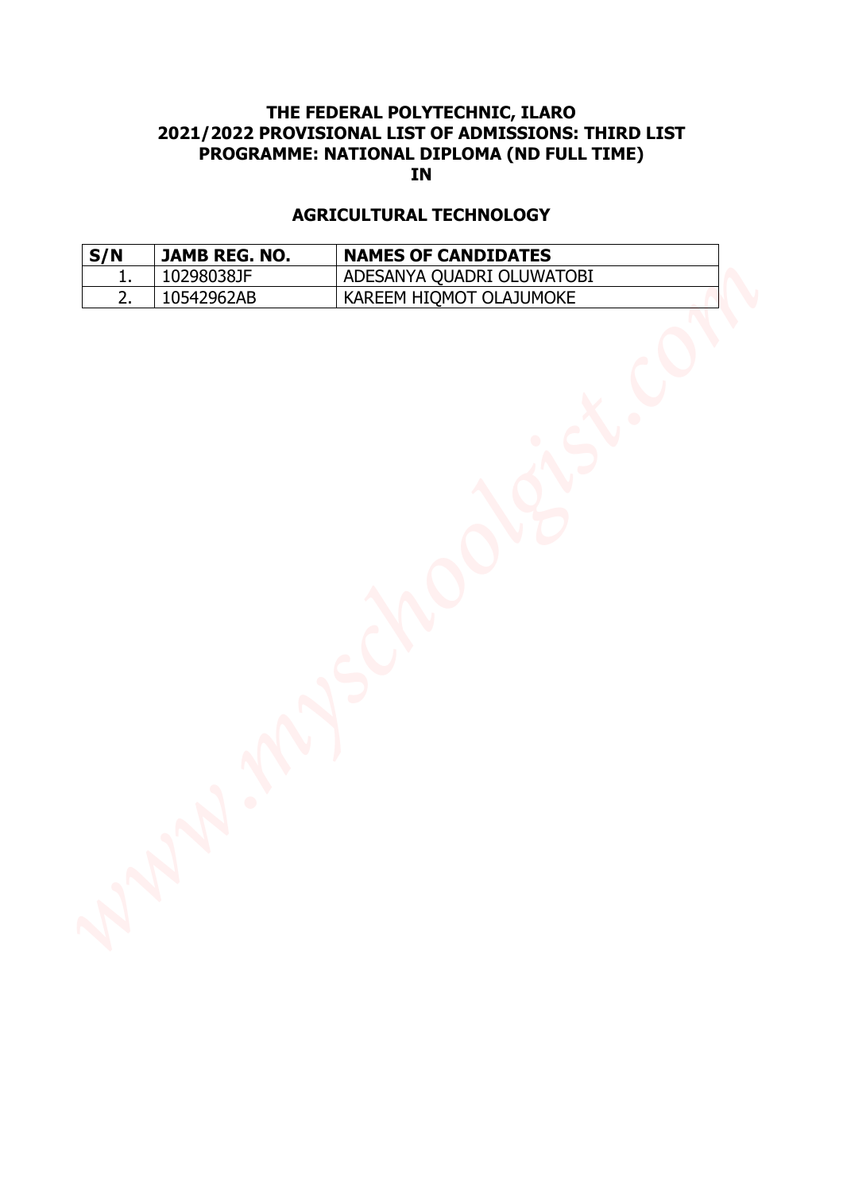**THE FEDERAL POLYTECHNIC, ILARO**
**2021/2022 PROVISIONAL LIST OF ADMISSIONS: THIRD LIST**
**PROGRAMME: NATIONAL DIPLOMA (ND FULL TIME)**
**IN**

## AGRICULTURAL TECHNOLOGY

| S/N | JAMB REG. NO. | NAMES OF CANDIDATES |
|---|---|---|
| 1. | 10298038JF | ADESANYA QUADRI OLUWATOBI |
| 2. | 10542962AB | KAREEM HIQMOT OLAJUMOKE |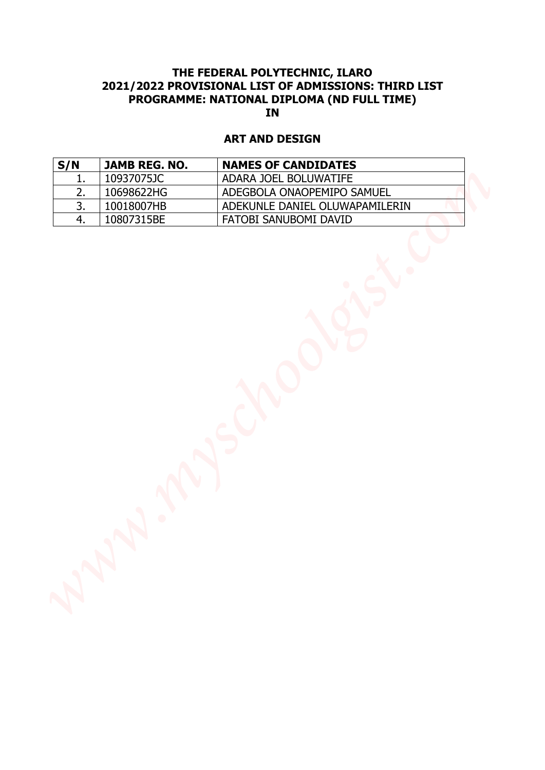**THE FEDERAL POLYTECHNIC, ILARO**
**2021/2022 PROVISIONAL LIST OF ADMISSIONS: THIRD LIST**
**PROGRAMME: NATIONAL DIPLOMA (ND FULL TIME)**
**IN**

## ART AND DESIGN

| S/N | JAMB REG. NO. | NAMES OF CANDIDATES |
|---|---|---|
| 1. | 10937075JC | ADARA JOEL BOLUWATIFE |
| 2. | 10698622HG | ADEGBOLA ONAOPEMIPO SAMUEL |
| 3. | 10018007HB | ADEKUNLE DANIEL OLUWAPAMILERIN |
| 4. | 10807315BE | FATOBI SANUBOMI DAVID |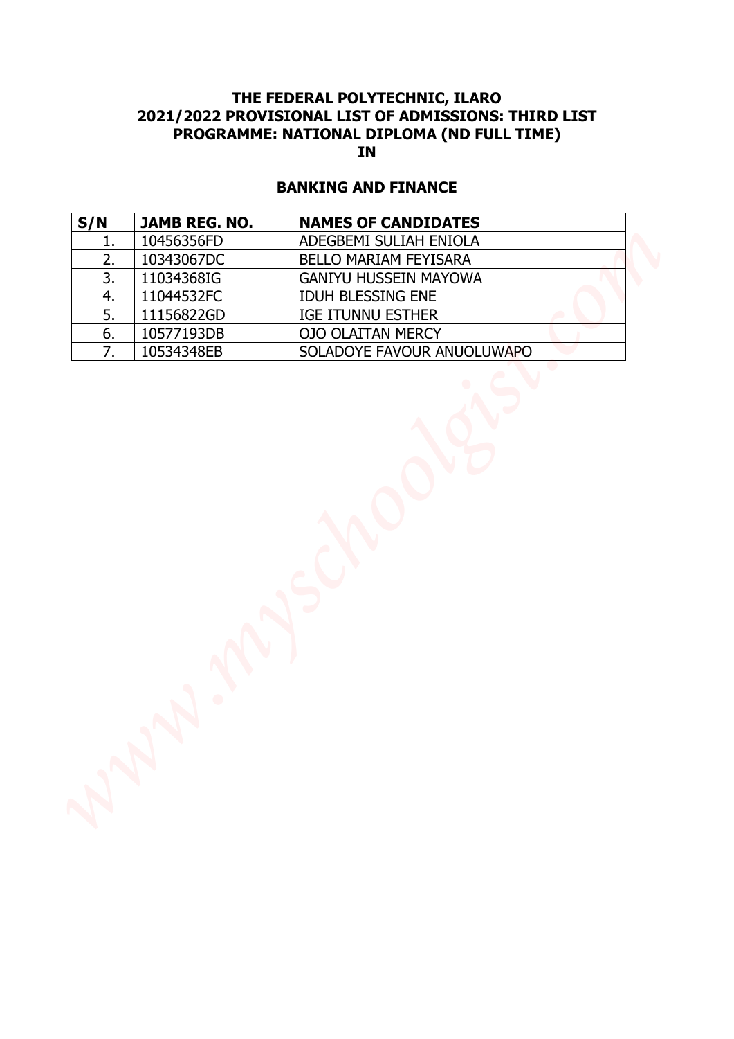**THE FEDERAL POLYTECHNIC, ILARO**
**2021/2022 PROVISIONAL LIST OF ADMISSIONS: THIRD LIST**
**PROGRAMME: NATIONAL DIPLOMA (ND FULL TIME)**
**IN**

## BANKING AND FINANCE

| S/N | JAMB REG. NO. | NAMES OF CANDIDATES |
|---|---|---|
| 1. | 10456356FD | ADEGBEMI SULIAH ENIOLA |
| 2. | 10343067DC | BELLO MARIAM FEYISARA |
| 3. | 11034368IG | GANIYU HUSSEIN MAYOWA |
| 4. | 11044532FC | IDUH BLESSING ENE |
| 5. | 11156822GD | IGE ITUNNU ESTHER |
| 6. | 10577193DB | OJO OLAITAN MERCY |
| 7. | 10534348EB | SOLADOYE FAVOUR ANUOLUWAPO |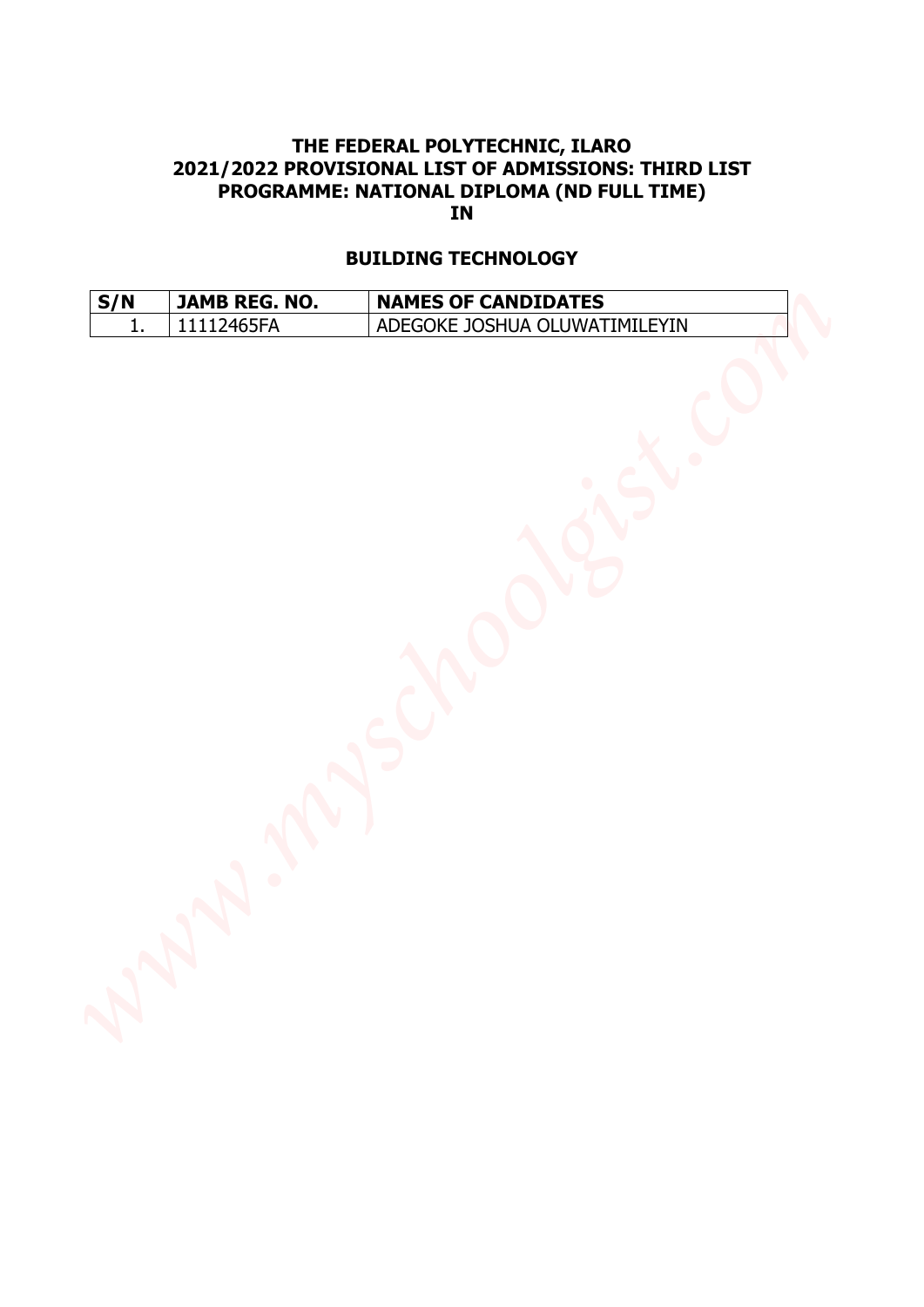**THE FEDERAL POLYTECHNIC, ILARO**
**2021/2022 PROVISIONAL LIST OF ADMISSIONS: THIRD LIST**
**PROGRAMME: NATIONAL DIPLOMA (ND FULL TIME)**
**IN**

## BUILDING TECHNOLOGY

| S/N | JAMB REG. NO. | NAMES OF CANDIDATES |
|---|---|---|
| 1. | 11112465FA | ADEGOKE JOSHUA OLUWATIMILEYIN |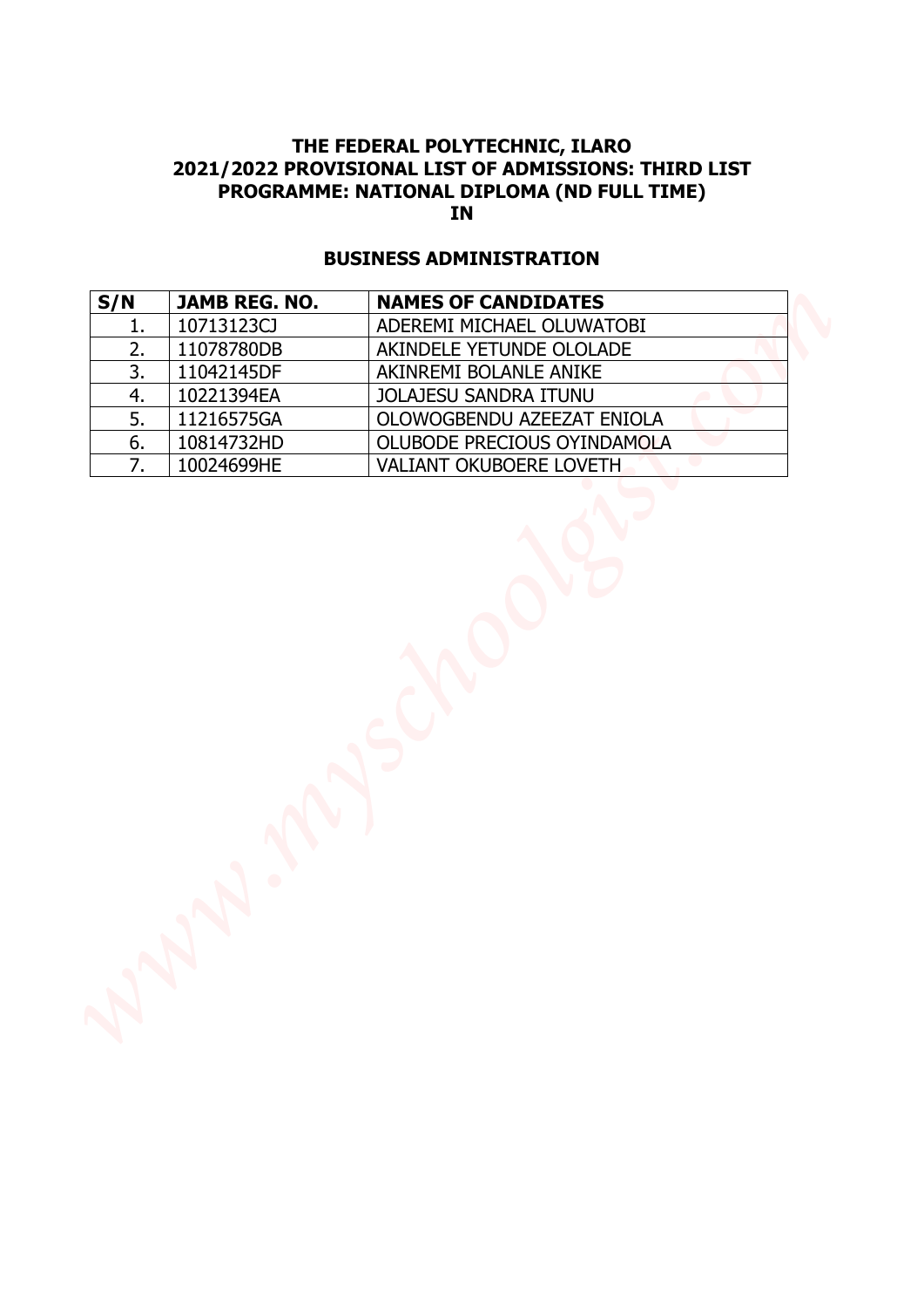**THE FEDERAL POLYTECHNIC, ILARO**
**2021/2022 PROVISIONAL LIST OF ADMISSIONS: THIRD LIST**
**PROGRAMME: NATIONAL DIPLOMA (ND FULL TIME)**
**IN**

## BUSINESS ADMINISTRATION

| S/N | JAMB REG. NO. | NAMES OF CANDIDATES |
|---|---|---|
| 1. | 10713123CJ | ADEREMI MICHAEL OLUWATOBI |
| 2. | 11078780DB | AKINDELE YETUNDE OLOLADE |
| 3. | 11042145DF | AKINREMI BOLANLE ANIKE |
| 4. | 10221394EA | JOLAJESU SANDRA ITUNU |
| 5. | 11216575GA | OLOWOGBENDU AZEEZAT ENIOLA |
| 6. | 10814732HD | OLUBODE PRECIOUS OYINDAMOLA |
| 7. | 10024699HE | VALIANT OKUBOERE LOVETH |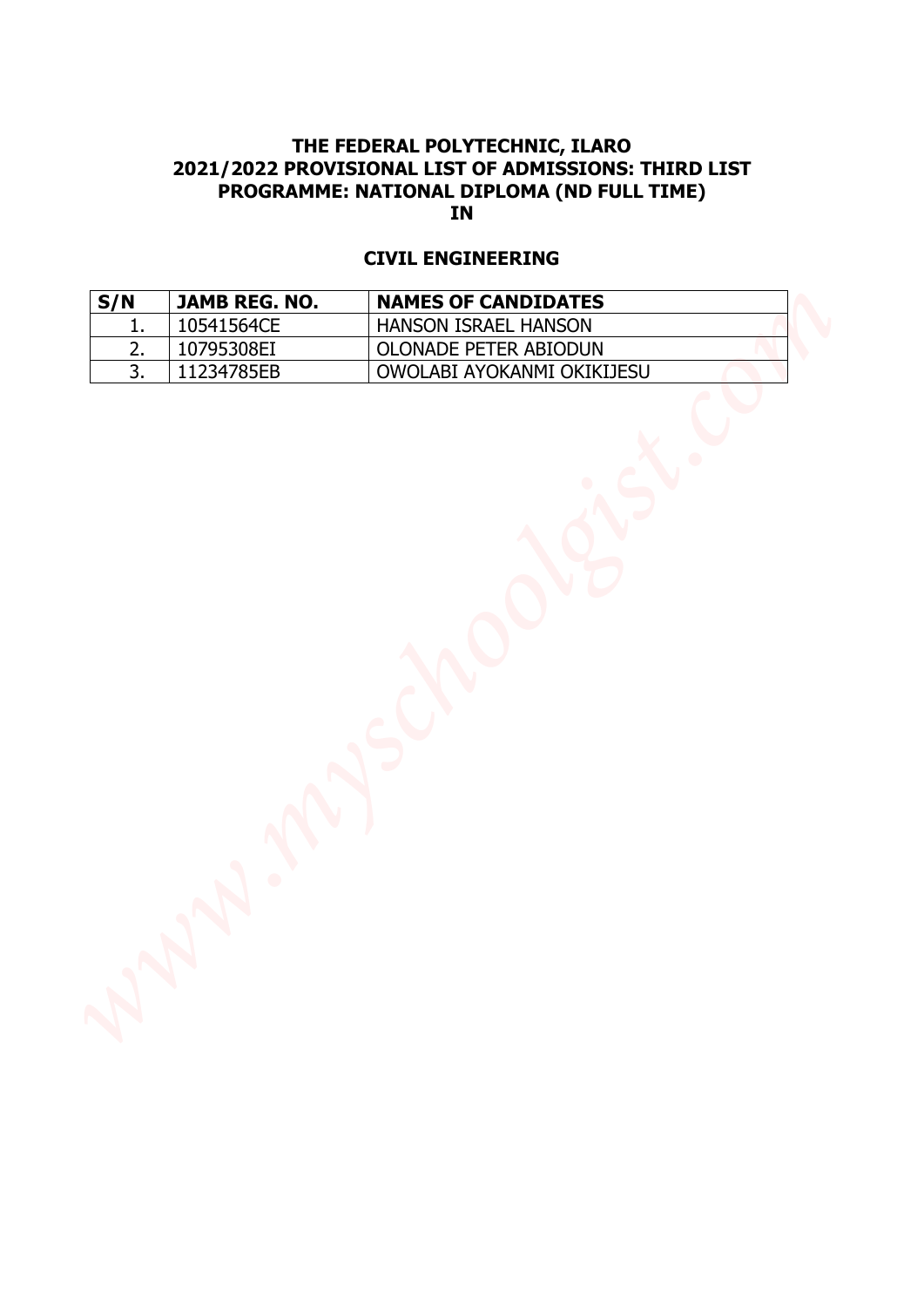**THE FEDERAL POLYTECHNIC, ILARO**
**2021/2022 PROVISIONAL LIST OF ADMISSIONS: THIRD LIST**
**PROGRAMME: NATIONAL DIPLOMA (ND FULL TIME)**
**IN**

## CIVIL ENGINEERING

| S/N | JAMB REG. NO. | NAMES OF CANDIDATES |
|---|---|---|
| 1. | 10541564CE | HANSON ISRAEL HANSON |
| 2. | 10795308EI | OLONADE PETER ABIODUN |
| 3. | 11234785EB | OWOLABI AYOKANMI OKIKIJESU |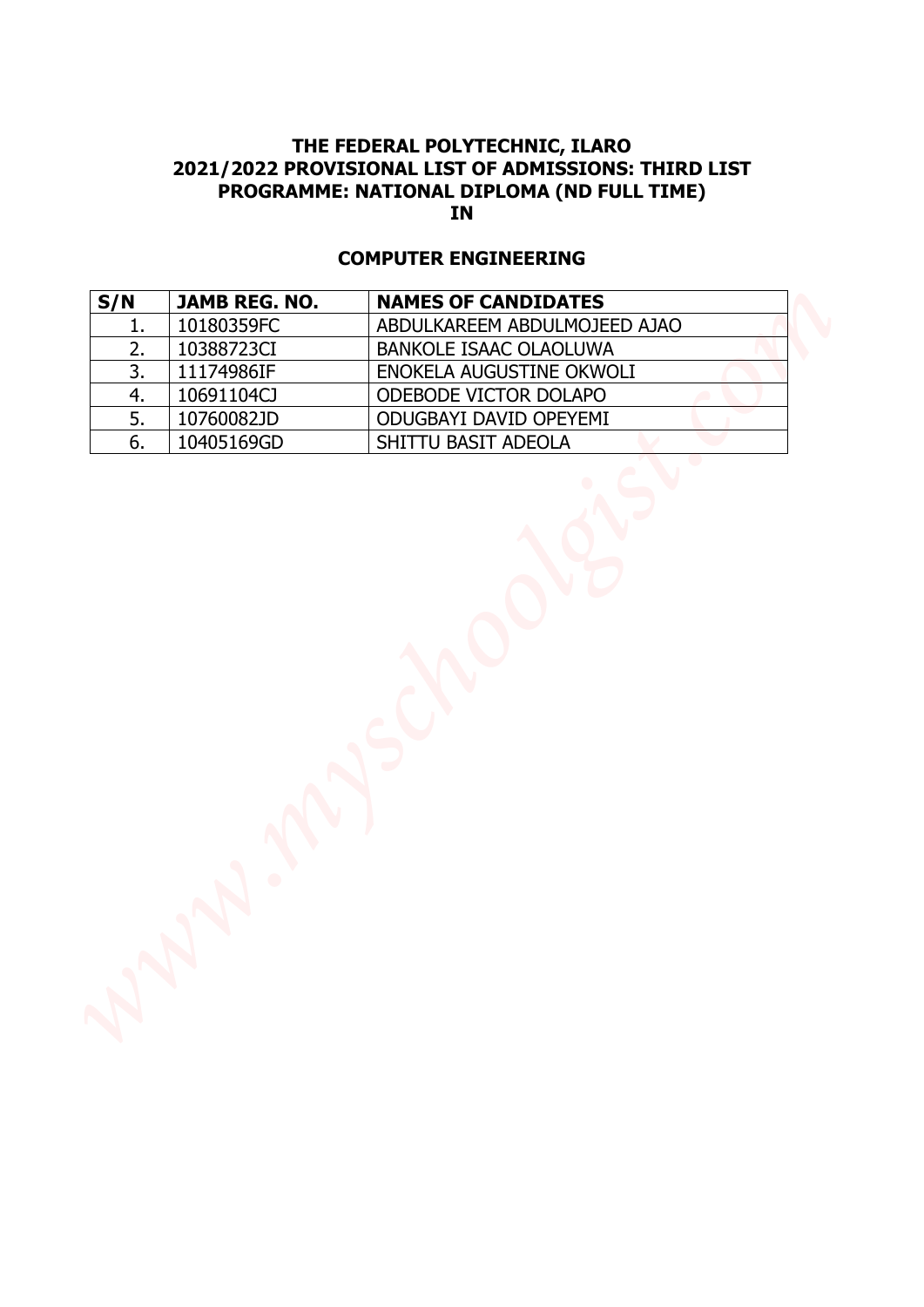**THE FEDERAL POLYTECHNIC, ILARO**
**2021/2022 PROVISIONAL LIST OF ADMISSIONS: THIRD LIST**
**PROGRAMME: NATIONAL DIPLOMA (ND FULL TIME)**
**IN**

## COMPUTER ENGINEERING

| S/N | JAMB REG. NO. | NAMES OF CANDIDATES |
|---|---|---|
| 1. | 10180359FC | ABDULKAREEM ABDULMOJEED AJAO |
| 2. | 10388723CI | BANKOLE ISAAC OLAOLUWA |
| 3. | 11174986IF | ENOKELA AUGUSTINE OKWOLI |
| 4. | 10691104CJ | ODEBODE VICTOR DOLAPO |
| 5. | 10760082JD | ODUGBAYI DAVID OPEYEMI |
| 6. | 10405169GD | SHITTU BASIT ADEOLA |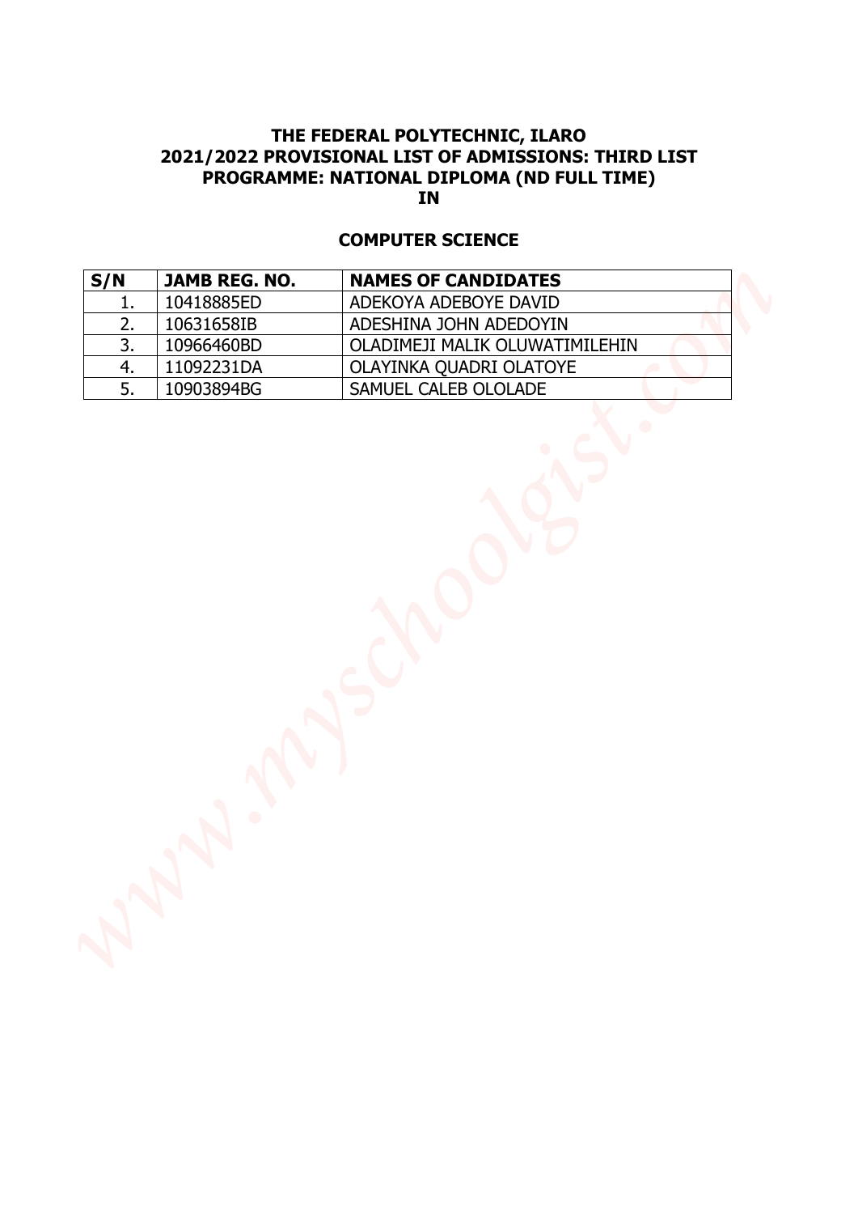**THE FEDERAL POLYTECHNIC, ILARO**
**2021/2022 PROVISIONAL LIST OF ADMISSIONS: THIRD LIST**
**PROGRAMME: NATIONAL DIPLOMA (ND FULL TIME)**
**IN**

## COMPUTER SCIENCE

| S/N | JAMB REG. NO. | NAMES OF CANDIDATES |
|---|---|---|
| 1. | 10418885ED | ADEKOYA ADEBOYE DAVID |
| 2. | 10631658IB | ADESHINA JOHN ADEDOYIN |
| 3. | 10966460BD | OLADIMEJI MALIK OLUWATIMILEHIN |
| 4. | 11092231DA | OLAYINKA QUADRI OLATOYE |
| 5. | 10903894BG | SAMUEL CALEB OLOLADE |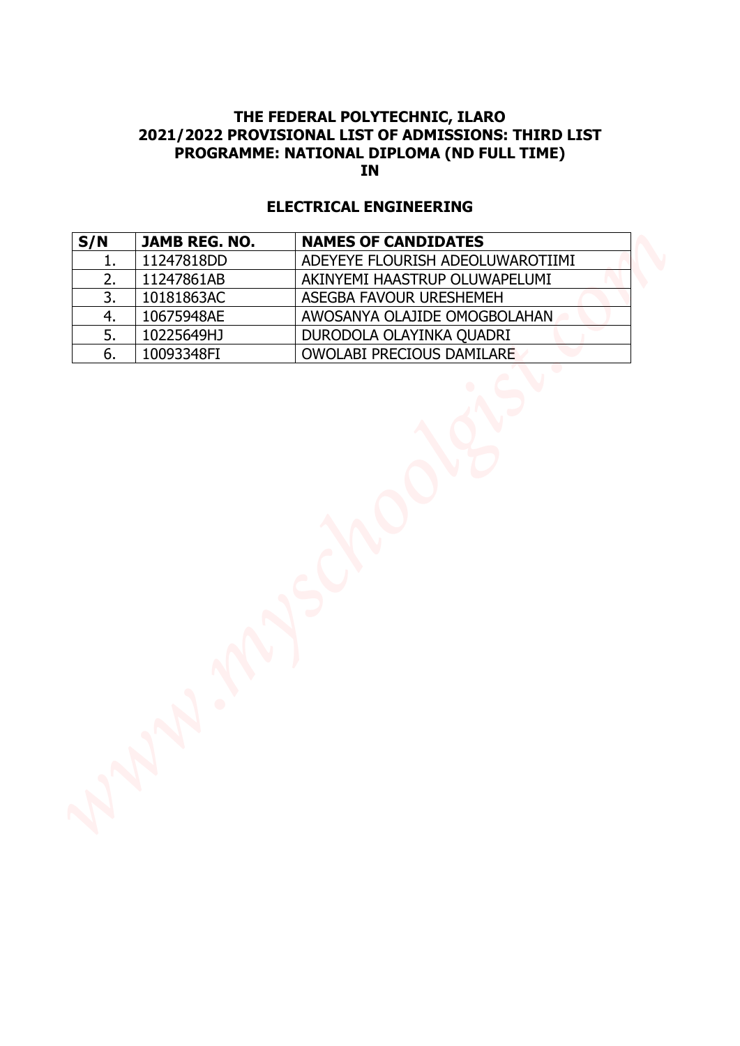**THE FEDERAL POLYTECHNIC, ILARO**
**2021/2022 PROVISIONAL LIST OF ADMISSIONS: THIRD LIST**
**PROGRAMME: NATIONAL DIPLOMA (ND FULL TIME)**
**IN**

## ELECTRICAL ENGINEERING

| S/N | JAMB REG. NO. | NAMES OF CANDIDATES |
|---|---|---|
| 1. | 11247818DD | ADEYEYE FLOURISH ADEOLUWAROTIIMI |
| 2. | 11247861AB | AKINYEMI HAASTRUP OLUWAPELUMI |
| 3. | 10181863AC | ASEGBA FAVOUR URESHEMEH |
| 4. | 10675948AE | AWOSANYA OLAJIDE OMOGBOLAHAN |
| 5. | 10225649HJ | DURODOLA OLAYINKA QUADRI |
| 6. | 10093348FI | OWOLABI PRECIOUS DAMILARE |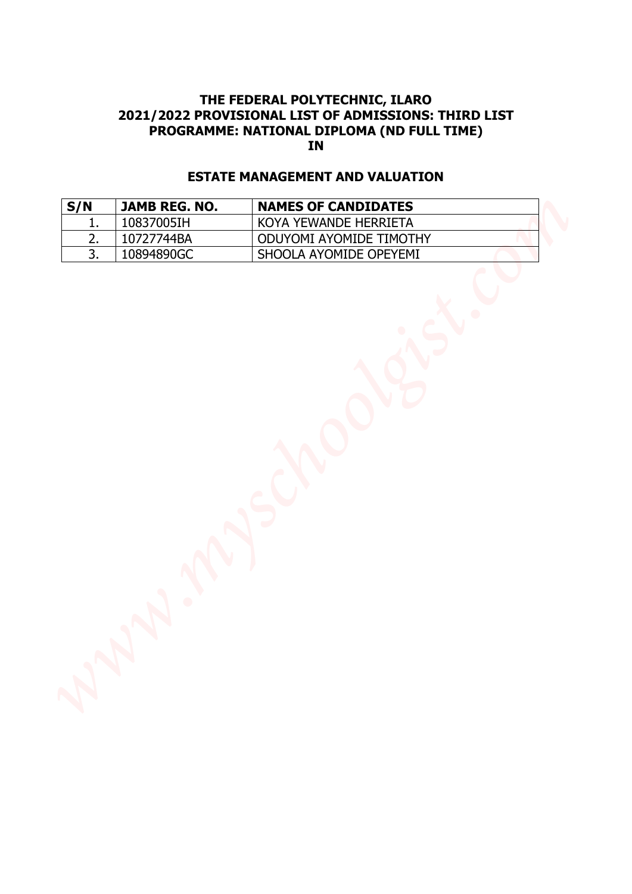**THE FEDERAL POLYTECHNIC, ILARO**
**2021/2022 PROVISIONAL LIST OF ADMISSIONS: THIRD LIST**
**PROGRAMME: NATIONAL DIPLOMA (ND FULL TIME)**
**IN**

## ESTATE MANAGEMENT AND VALUATION

| S/N | JAMB REG. NO. | NAMES OF CANDIDATES |
|---|---|---|
| 1. | 10837005IH | KOYA YEWANDE HERRIETA |
| 2. | 10727744BA | ODUYOMI AYOMIDE TIMOTHY |
| 3. | 10894890GC | SHOOLA AYOMIDE OPEYEMI |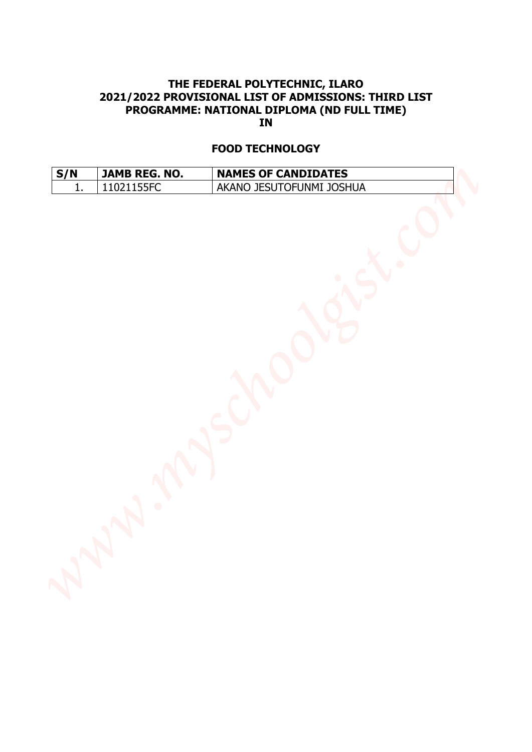**THE FEDERAL POLYTECHNIC, ILARO**
**2021/2022 PROVISIONAL LIST OF ADMISSIONS: THIRD LIST**
**PROGRAMME: NATIONAL DIPLOMA (ND FULL TIME)**
**IN**

## FOOD TECHNOLOGY

| S/N | JAMB REG. NO. | NAMES OF CANDIDATES |
|---|---|---|
| 1. | 11021155FC | AKANO JESUTOFUNMI JOSHUA |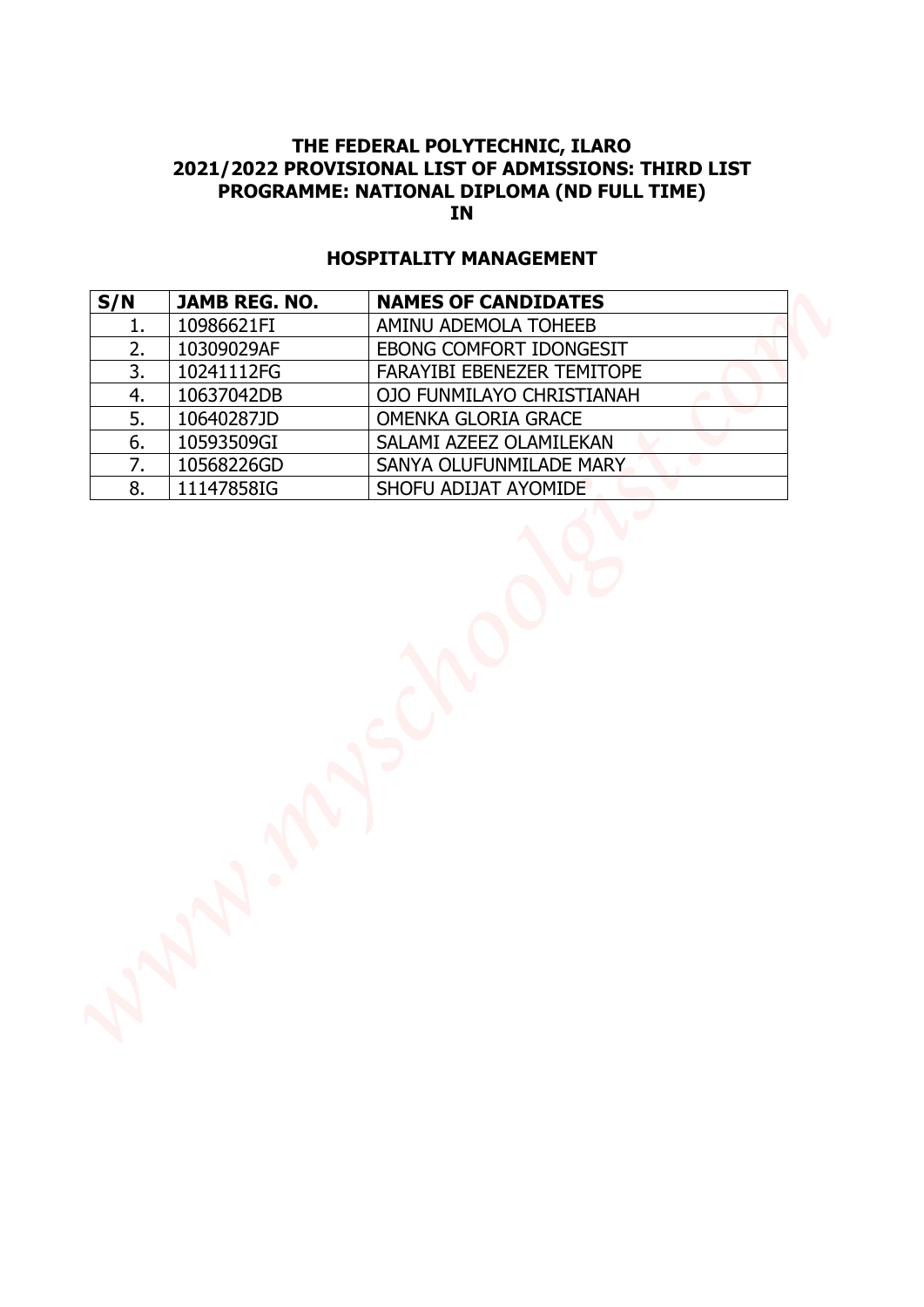**THE FEDERAL POLYTECHNIC, ILARO**
**2021/2022 PROVISIONAL LIST OF ADMISSIONS: THIRD LIST**
**PROGRAMME: NATIONAL DIPLOMA (ND FULL TIME)**
**IN**

## HOSPITALITY MANAGEMENT

| S/N | JAMB REG. NO. | NAMES OF CANDIDATES |
|---|---|---|
| 1. | 10986621FI | AMINU ADEMOLA TOHEEB |
| 2. | 10309029AF | EBONG COMFORT IDONGESIT |
| 3. | 10241112FG | FARAYIBI EBENEZER TEMITOPE |
| 4. | 10637042DB | OJO FUNMILAYO CHRISTIANAH |
| 5. | 10640287JD | OMENKA GLORIA GRACE |
| 6. | 10593509GI | SALAMI AZEEZ OLAMILEKAN |
| 7. | 10568226GD | SANYA OLUFUNMILADE MARY |
| 8. | 11147858IG | SHOFU ADIJAT AYOMIDE |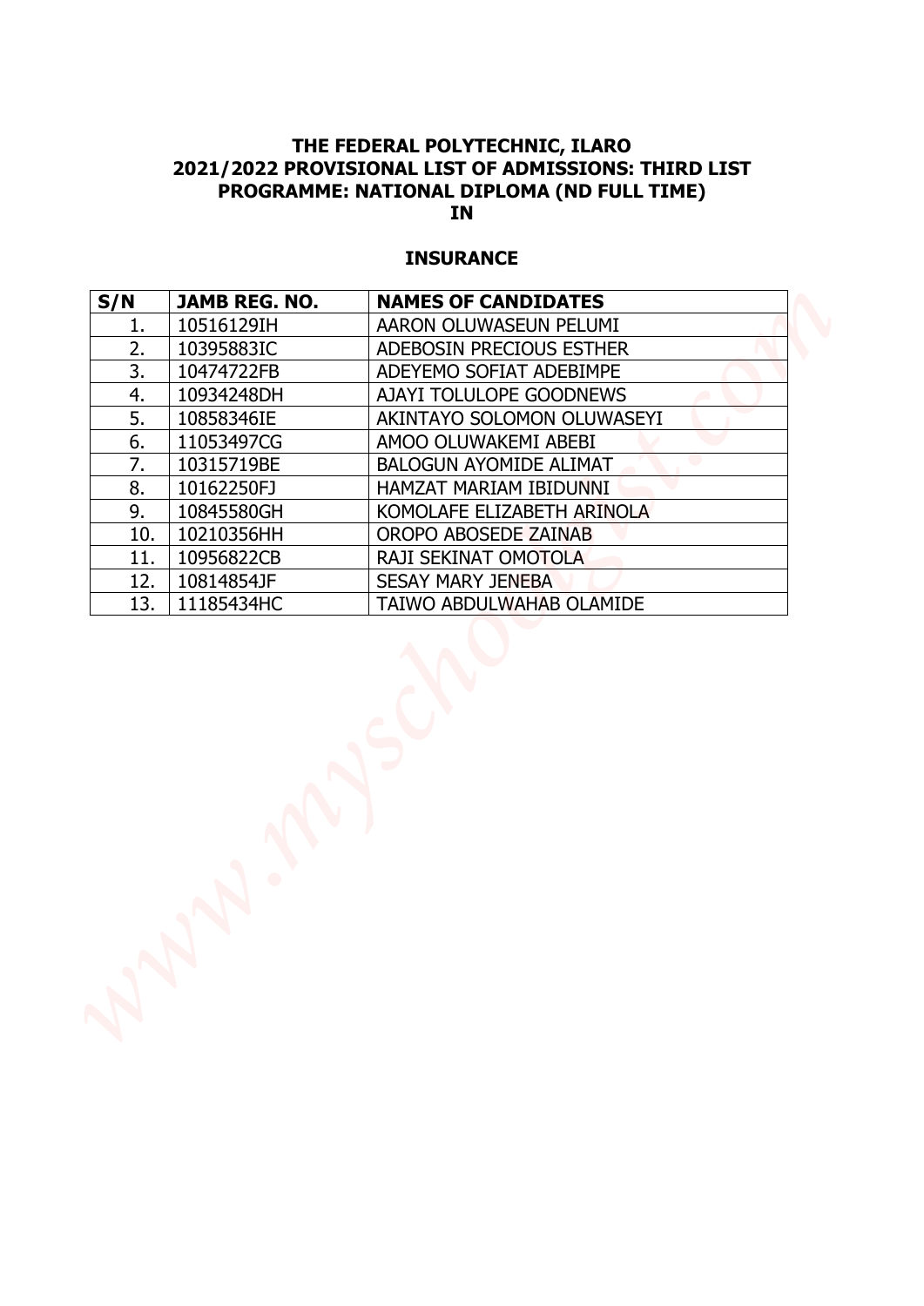# THE FEDERAL POLYTECHNIC, ILARO
## 2021/2022 PROVISIONAL LIST OF ADMISSIONS: THIRD LIST
## PROGRAMME: NATIONAL DIPLOMA (ND FULL TIME)
## IN

### INSURANCE

| S/N | JAMB REG. NO. | NAMES OF CANDIDATES |
|---|---|---|
| 1. | 10516129IH | AARON OLUWASEUN PELUMI |
| 2. | 10395883IC | ADEBOSIN PRECIOUS ESTHER |
| 3. | 10474722FB | ADEYEMO SOFIAT ADEBIMPE |
| 4. | 10934248DH | AJAYI TOLULOPE GOODNEWS |
| 5. | 10858346IE | AKINTAYO SOLOMON OLUWASEYI |
| 6. | 11053497CG | AMOO OLUWAKEMI ABEBI |
| 7. | 10315719BE | BALOGUN AYOMIDE ALIMAT |
| 8. | 10162250FJ | HAMZAT MARIAM IBIDUNNI |
| 9. | 10845580GH | KOMOLAFE ELIZABETH ARINOLA |
| 10. | 10210356HH | OROPO ABOSEDE ZAINAB |
| 11. | 10956822CB | RAJI SEKINAT OMOTOLA |
| 12. | 10814854JF | SESAY MARY JENEBA |
| 13. | 11185434HC | TAIWO ABDULWAHAB OLAMIDE |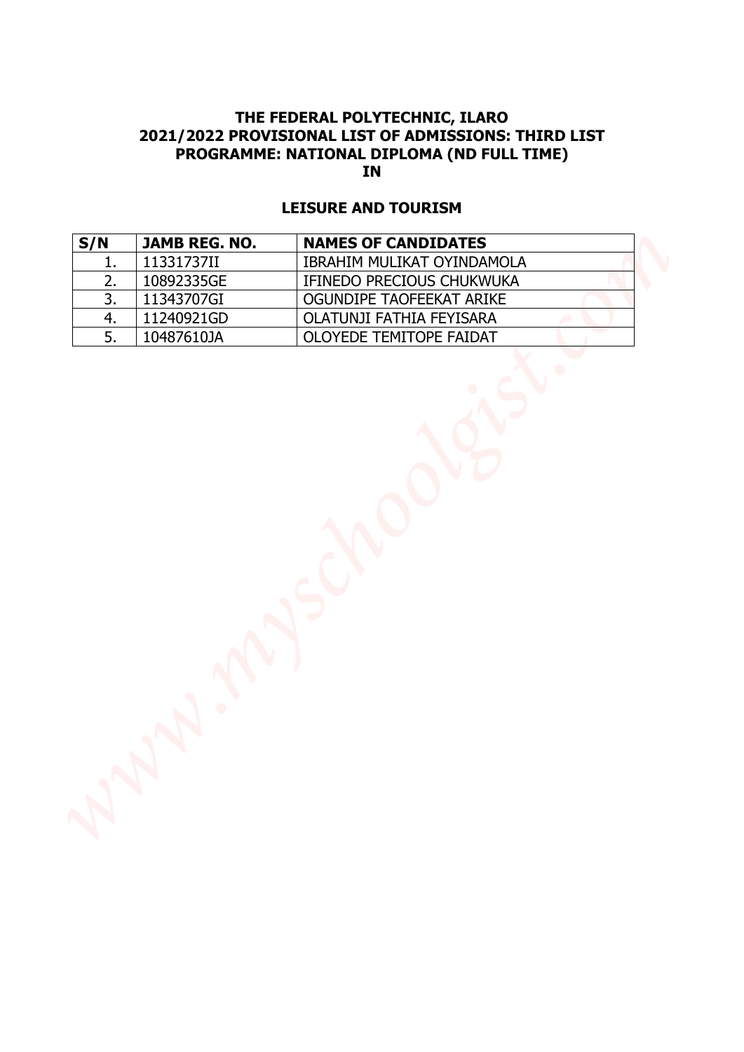**THE FEDERAL POLYTECHNIC, ILARO**
**2021/2022 PROVISIONAL LIST OF ADMISSIONS: THIRD LIST**
**PROGRAMME: NATIONAL DIPLOMA (ND FULL TIME)**
**IN**

## LEISURE AND TOURISM

| S/N | JAMB REG. NO. | NAMES OF CANDIDATES |
|---|---|---|
| 1. | 11331737II | IBRAHIM MULIKAT OYINDAMOLA |
| 2. | 10892335GE | IFINEDO PRECIOUS CHUKWUKA |
| 3. | 11343707GI | OGUNDIPE TAOFEEKAT ARIKE |
| 4. | 11240921GD | OLATUNJI FATHIA FEYISARA |
| 5. | 10487610JA | OLOYEDE TEMITOPE FAIDAT |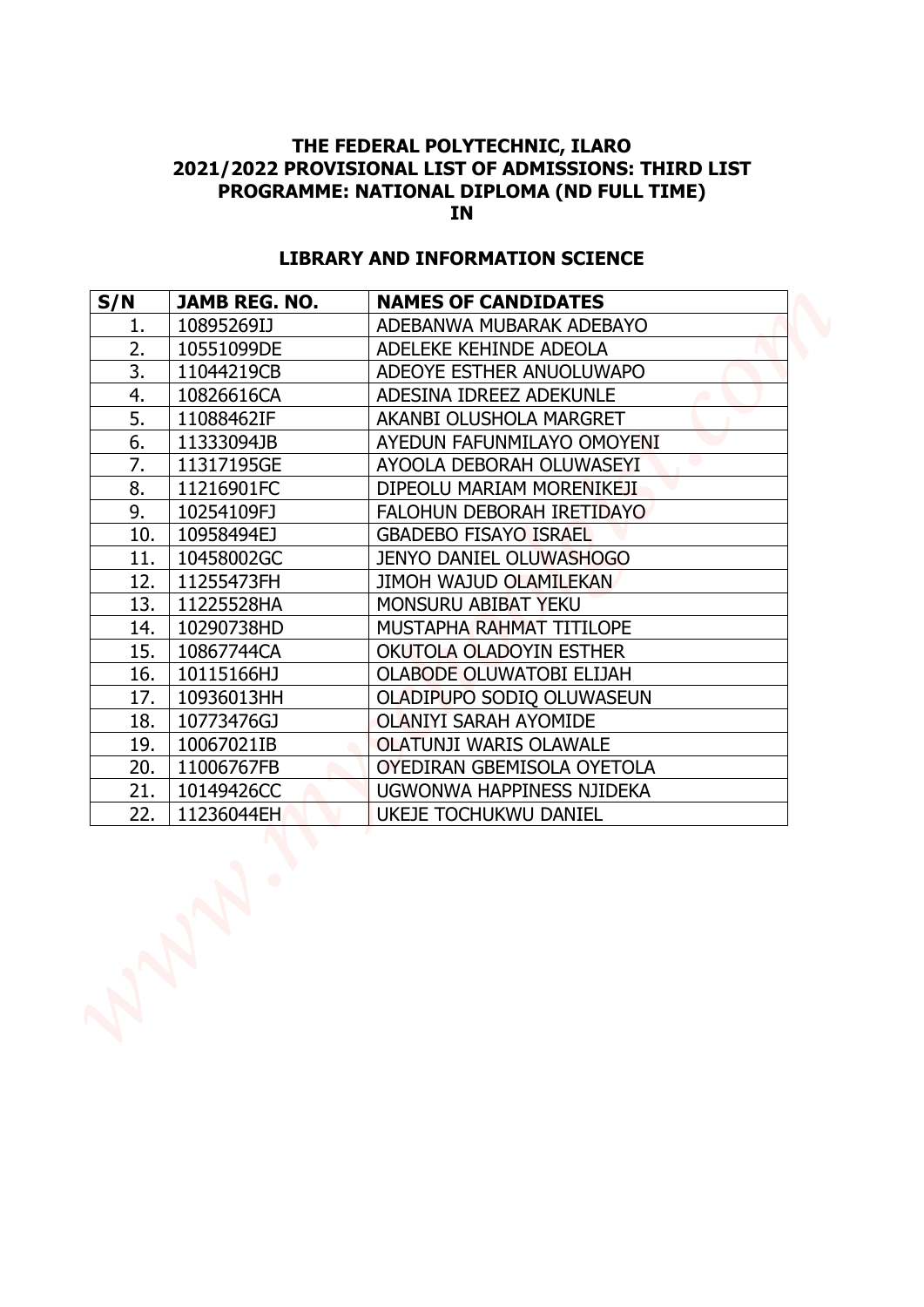**THE FEDERAL POLYTECHNIC, ILARO**
**2021/2022 PROVISIONAL LIST OF ADMISSIONS: THIRD LIST**
**PROGRAMME: NATIONAL DIPLOMA (ND FULL TIME)**
**IN**

## LIBRARY AND INFORMATION SCIENCE

| S/N | JAMB REG. NO. | NAMES OF CANDIDATES |
|---|---|---|
| 1. | 10895269IJ | ADEBANWA MUBARAK ADEBAYO |
| 2. | 10551099DE | ADELEKE KEHINDE ADEOLA |
| 3. | 11044219CB | ADEOYE ESTHER ANUOLUWAPO |
| 4. | 10826616CA | ADESINA IDREEZ ADEKUNLE |
| 5. | 11088462IF | AKANBI OLUSHOLA MARGRET |
| 6. | 11333094JB | AYEDUN FAFUNMILAYO OMOYENI |
| 7. | 11317195GE | AYOOLA DEBORAH OLUWASEYI |
| 8. | 11216901FC | DIPEOLU MARIAM MORENIKEJI |
| 9. | 10254109FJ | FALOHUN DEBORAH IRETIDAYO |
| 10. | 10958494EJ | GBADEBO FISAYO ISRAEL |
| 11. | 10458002GC | JENYO DANIEL OLUWASHOGO |
| 12. | 11255473FH | JIMOH WAJUD OLAMILEKAN |
| 13. | 11225528HA | MONSURU ABIBAT YEKU |
| 14. | 10290738HD | MUSTAPHA RAHMAT TITILOPE |
| 15. | 10867744CA | OKUTOLA OLADOYIN ESTHER |
| 16. | 10115166HJ | OLABODE OLUWATOBI ELIJAH |
| 17. | 10936013HH | OLADIPUPO SODIQ OLUWASEUN |
| 18. | 10773476GJ | OLANIYI SARAH AYOMIDE |
| 19. | 10067021IB | OLATUNJI WARIS OLAWALE |
| 20. | 11006767FB | OYEDIRAN GBEMISOLA OYETOLA |
| 21. | 10149426CC | UGWONWA HAPPINESS NJIDEKA |
| 22. | 11236044EH | UKEJE TOCHUKWU DANIEL |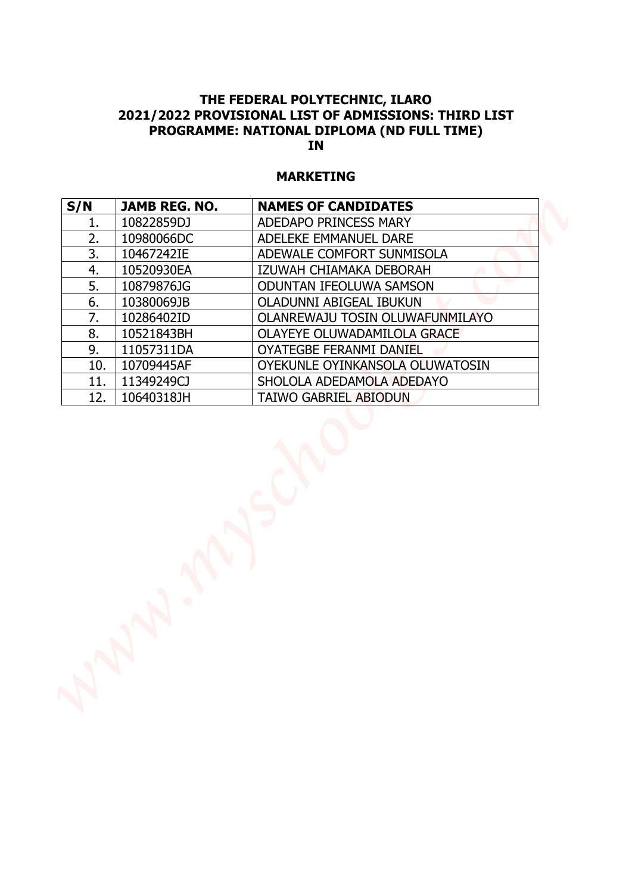**THE FEDERAL POLYTECHNIC, ILARO**
**2021/2022 PROVISIONAL LIST OF ADMISSIONS: THIRD LIST**
**PROGRAMME: NATIONAL DIPLOMA (ND FULL TIME)**
**IN**

**MARKETING**

| S/N | JAMB REG. NO. | NAMES OF CANDIDATES |
|---|---|---|
| 1. | 10822859DJ | ADEDAPO PRINCESS MARY |
| 2. | 10980066DC | ADELEKE EMMANUEL DARE |
| 3. | 10467242IE | ADEWALE COMFORT SUNMISOLA |
| 4. | 10520930EA | IZUWAH CHIAMAKA DEBORAH |
| 5. | 10879876JG | ODUNTAN IFEOLUWA SAMSON |
| 6. | 10380069JB | OLADUNNI ABIGEAL IBUKUN |
| 7. | 10286402ID | OLANREWAJU TOSIN OLUWAFUNMILAYO |
| 8. | 10521843BH | OLAYEYE OLUWADAMILOLA GRACE |
| 9. | 11057311DA | OYATEGBE FERANMI DANIEL |
| 10. | 10709445AF | OYEKUNLE OYINKANSOLA OLUWATOSIN |
| 11. | 11349249CJ | SHOLOLA ADEDAMOLA ADEDAYO |
| 12. | 10640318JH | TAIWO GABRIEL ABIODUN |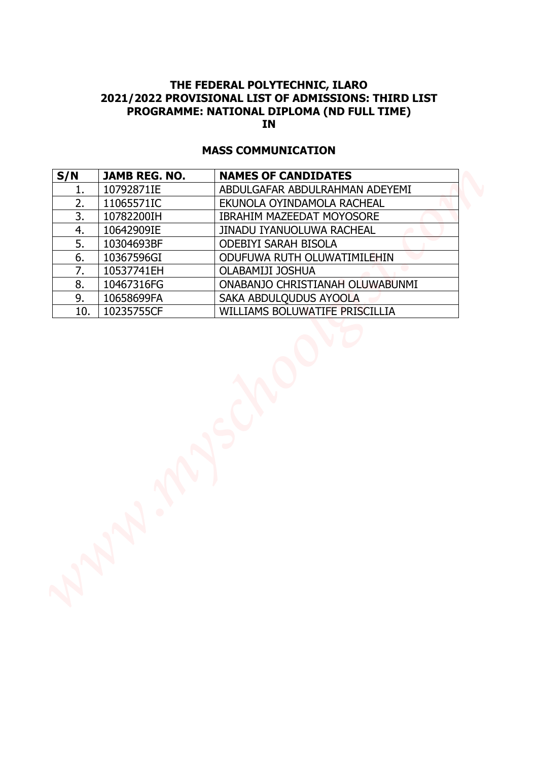**THE FEDERAL POLYTECHNIC, ILARO**
**2021/2022 PROVISIONAL LIST OF ADMISSIONS: THIRD LIST**
**PROGRAMME: NATIONAL DIPLOMA (ND FULL TIME)**
**IN**

## MASS COMMUNICATION

| S/N | JAMB REG. NO. | NAMES OF CANDIDATES |
|---|---|---|
| 1. | 10792871IE | ABDULGAFAR ABDULRAHMAN ADEYEMI |
| 2. | 11065571IC | EKUNOLA OYINDAMOLA RACHEAL |
| 3. | 10782200IH | IBRAHIM MAZEEDAT MOYOSORE |
| 4. | 10642909IE | JINADU IYANUOLUWA RACHEAL |
| 5. | 10304693BF | ODEBIYI SARAH BISOLA |
| 6. | 10367596GI | ODUFUWA RUTH OLUWATIMILEHIN |
| 7. | 10537741EH | OLABAMIJI JOSHUA |
| 8. | 10467316FG | ONABANJO CHRISTIANAH OLUWABUNMI |
| 9. | 10658699FA | SAKA ABDULQUDUS AYOOLA |
| 10. | 10235755CF | WILLIAMS BOLUWATIFE PRISCILLIA |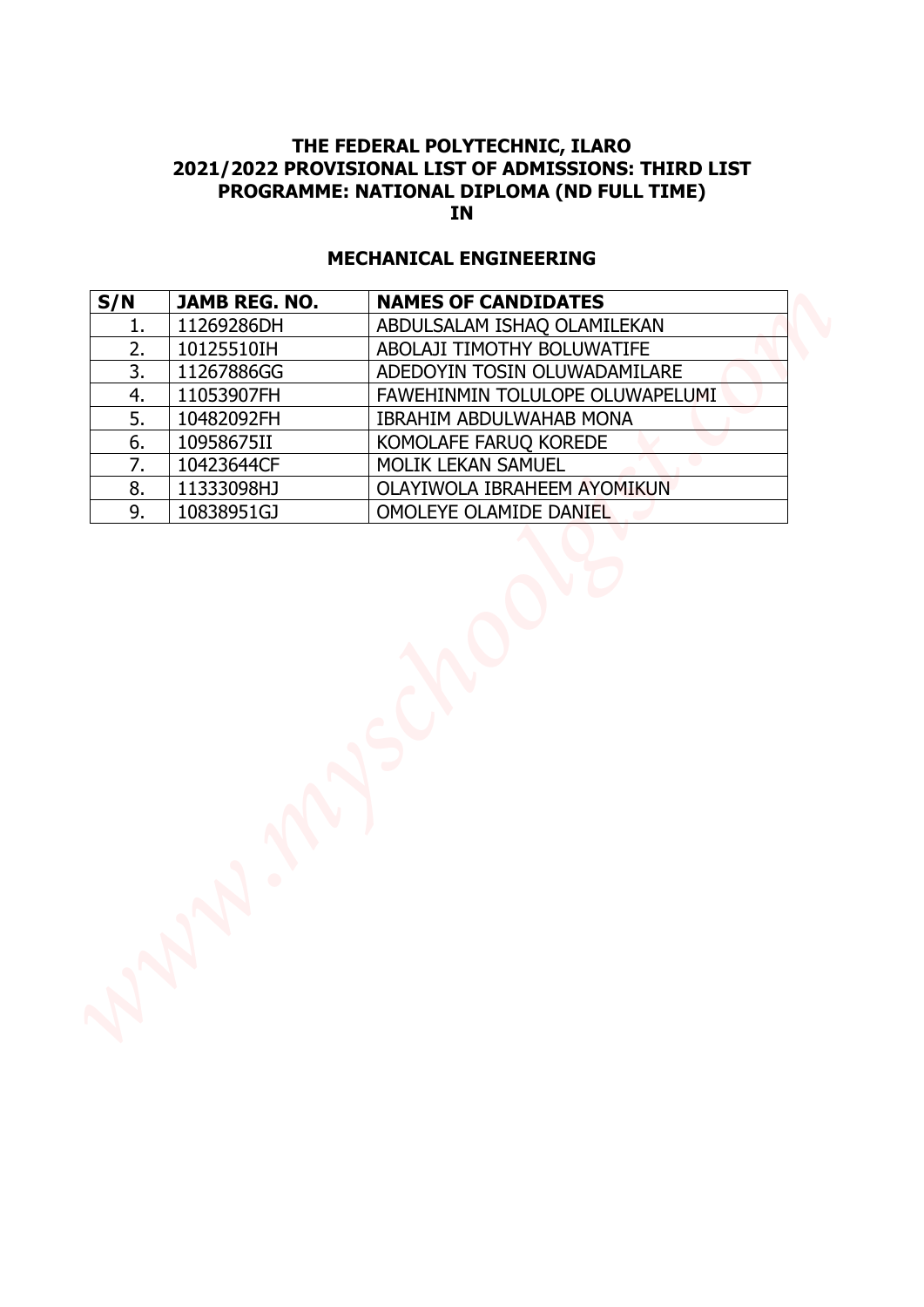**THE FEDERAL POLYTECHNIC, ILARO**
**2021/2022 PROVISIONAL LIST OF ADMISSIONS: THIRD LIST**
**PROGRAMME: NATIONAL DIPLOMA (ND FULL TIME)**
**IN**

## MECHANICAL ENGINEERING

| S/N | JAMB REG. NO. | NAMES OF CANDIDATES |
|---|---|---|
| 1. | 11269286DH | ABDULSALAM ISHAQ OLAMILEKAN |
| 2. | 10125510IH | ABOLAJI TIMOTHY BOLUWATIFE |
| 3. | 11267886GG | ADEDOYIN TOSIN OLUWADAMILARE |
| 4. | 11053907FH | FAWEHINMIN TOLULOPE OLUWAPELUMI |
| 5. | 10482092FH | IBRAHIM ABDULWAHAB MONA |
| 6. | 10958675II | KOMOLAFE FARUQ KOREDE |
| 7. | 10423644CF | MOLIK LEKAN SAMUEL |
| 8. | 11333098HJ | OLAYIWOLA IBRAHEEM AYOMIKUN |
| 9. | 10838951GJ | OMOLEYE OLAMIDE DANIEL |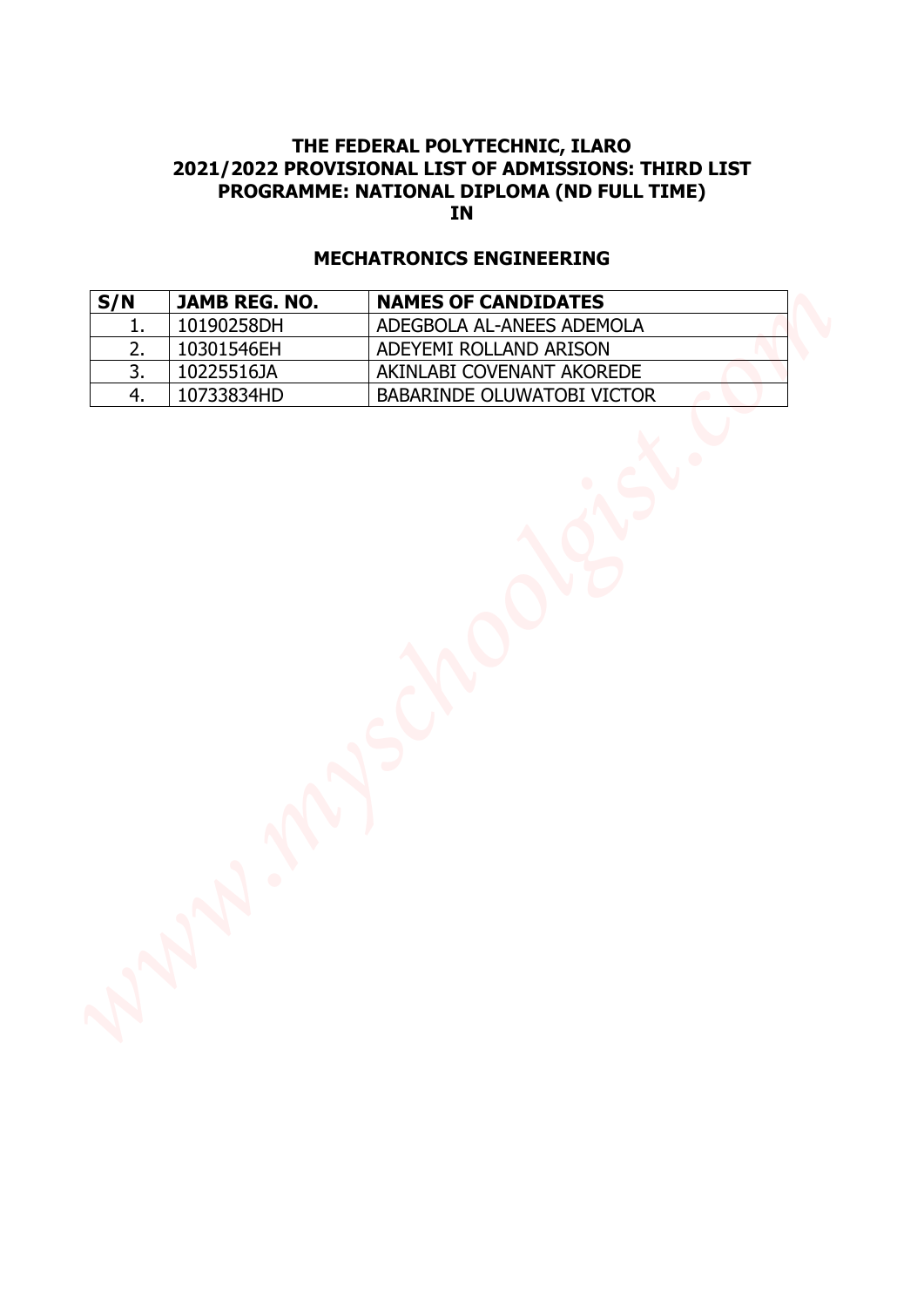**THE FEDERAL POLYTECHNIC, ILARO**
**2021/2022 PROVISIONAL LIST OF ADMISSIONS: THIRD LIST**
**PROGRAMME: NATIONAL DIPLOMA (ND FULL TIME)**
**IN**

## MECHATRONICS ENGINEERING

| S/N | JAMB REG. NO. | NAMES OF CANDIDATES |
|---|---|---|
| 1. | 10190258DH | ADEGBOLA AL-ANEES ADEMOLA |
| 2. | 10301546EH | ADEYEMI ROLLAND ARISON |
| 3. | 10225516JA | AKINLABI COVENANT AKOREDE |
| 4. | 10733834HD | BABARINDE OLUWATOBI VICTOR |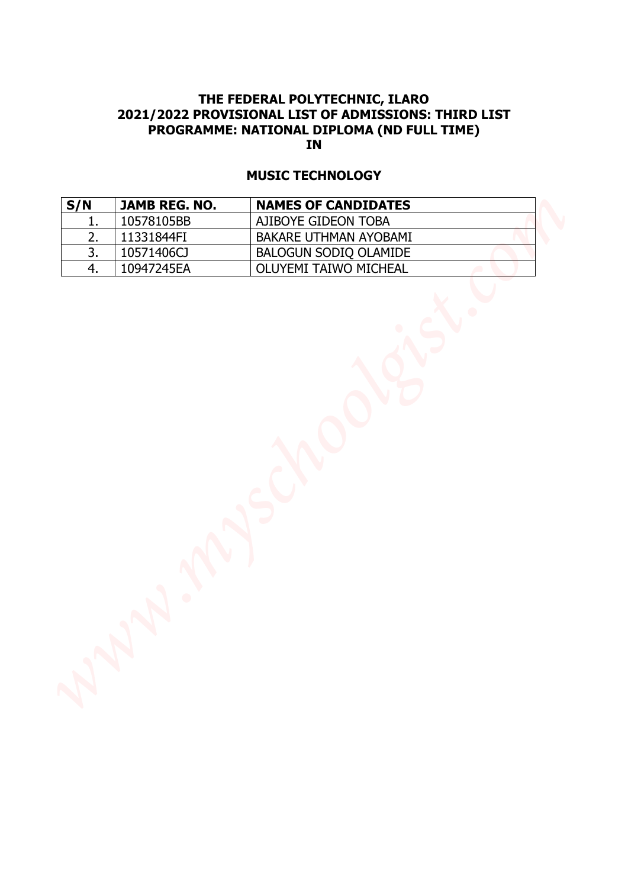**THE FEDERAL POLYTECHNIC, ILARO**
**2021/2022 PROVISIONAL LIST OF ADMISSIONS: THIRD LIST**
**PROGRAMME: NATIONAL DIPLOMA (ND FULL TIME)**
**IN**

## MUSIC TECHNOLOGY

| S/N | JAMB REG. NO. | NAMES OF CANDIDATES |
|---|---|---|
| 1. | 10578105BB | AJIBOYE GIDEON TOBA |
| 2. | 11331844FI | BAKARE UTHMAN AYOBAMI |
| 3. | 10571406CJ | BALOGUN SODIQ OLAMIDE |
| 4. | 10947245EA | OLUYEMI TAIWO MICHEAL |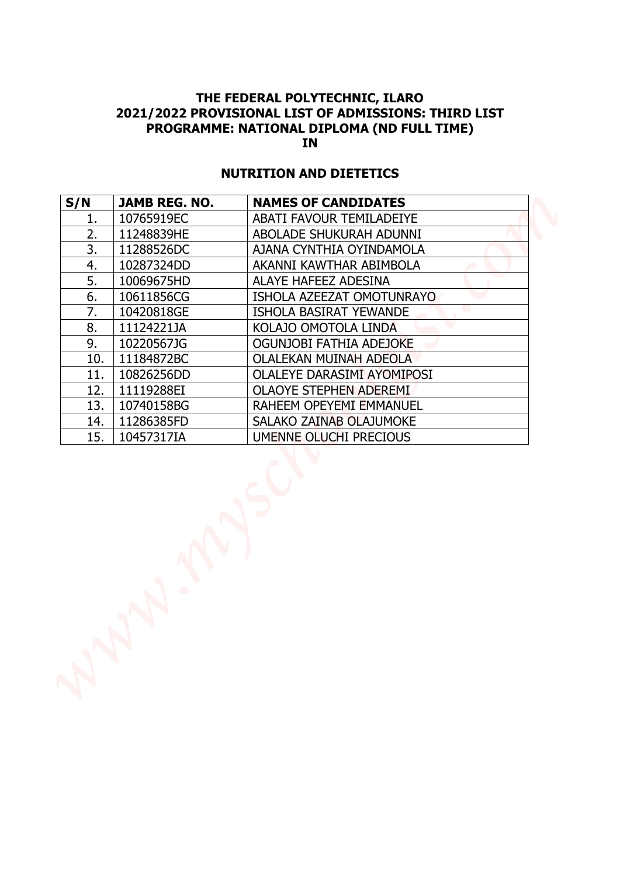# THE FEDERAL POLYTECHNIC, ILARO
## 2021/2022 PROVISIONAL LIST OF ADMISSIONS: THIRD LIST
## PROGRAMME: NATIONAL DIPLOMA (ND FULL TIME)
## IN

### NUTRITION AND DIETETICS

| S/N | JAMB REG. NO. | NAMES OF CANDIDATES |
|---|---|---|
| 1. | 10765919EC | ABATI FAVOUR TEMILADEIYE |
| 2. | 11248839HE | ABOLADE SHUKURAH ADUNNI |
| 3. | 11288526DC | AJANA CYNTHIA OYINDAMOLA |
| 4. | 10287324DD | AKANNI KAWTHAR ABIMBOLA |
| 5. | 10069675HD | ALAYE HAFEEZ ADESINA |
| 6. | 10611856CG | ISHOLA AZEEZAT OMOTUNRAYO |
| 7. | 10420818GE | ISHOLA BASIRAT YEWANDE |
| 8. | 11124221JA | KOLAJO OMOTOLA LINDA |
| 9. | 10220567JG | OGUNJOBI FATHIA ADEJOKE |
| 10. | 11184872BC | OLALEKAN MUINAH ADEOLA |
| 11. | 10826256DD | OLALEYE DARASIMI AYOMIPOSI |
| 12. | 11119288EI | OLAOYE STEPHEN ADEREMI |
| 13. | 10740158BG | RAHEEM OPEYEMI EMMANUEL |
| 14. | 11286385FD | SALAKO ZAINAB OLAJUMOKE |
| 15. | 10457317IA | UMENNE OLUCHI PRECIOUS |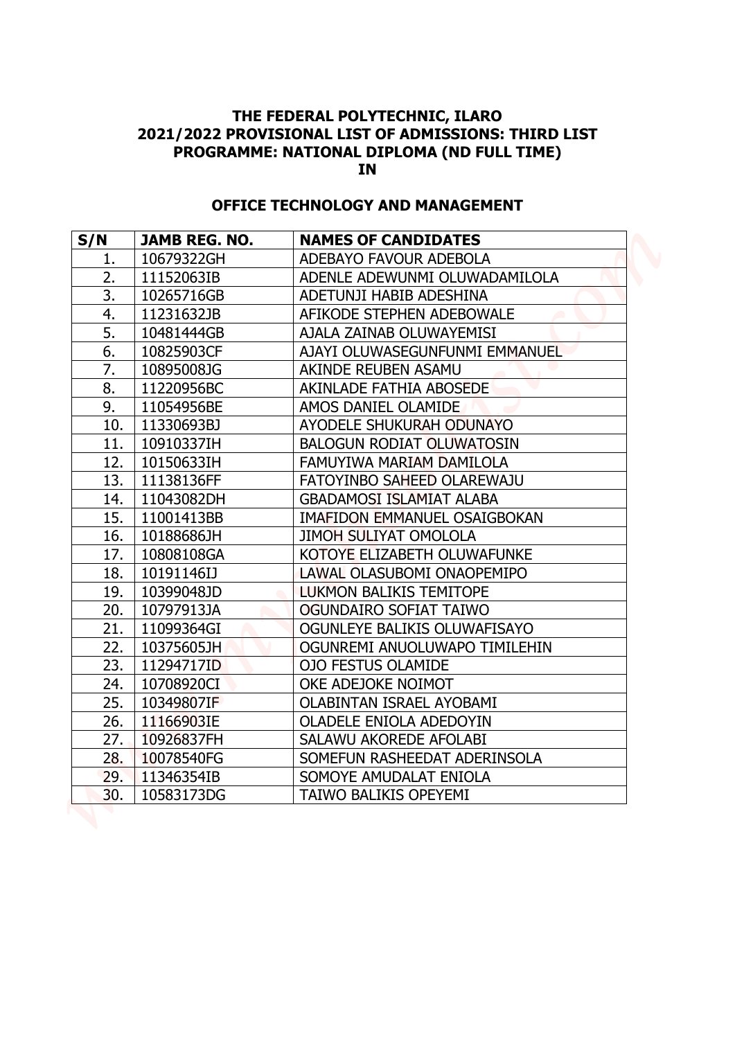**THE FEDERAL POLYTECHNIC, ILARO**
**2021/2022 PROVISIONAL LIST OF ADMISSIONS: THIRD LIST**
**PROGRAMME: NATIONAL DIPLOMA (ND FULL TIME)**
**IN**

## OFFICE TECHNOLOGY AND MANAGEMENT

| S/N | JAMB REG. NO. | NAMES OF CANDIDATES |
|---|---|---|
| 1. | 10679322GH | ADEBAYO FAVOUR ADEBOLA |
| 2. | 11152063IB | ADENLE ADEWUNMI OLUWADAMILOLA |
| 3. | 10265716GB | ADETUNJI HABIB ADESHINA |
| 4. | 11231632JB | AFIKODE STEPHEN ADEBOWALE |
| 5. | 10481444GB | AJALA ZAINAB OLUWAYEMISI |
| 6. | 10825903CF | AJAYI OLUWASEGUNFUNMI EMMANUEL |
| 7. | 10895008JG | AKINDE REUBEN ASAMU |
| 8. | 11220956BC | AKINLADE FATHIA ABOSEDE |
| 9. | 11054956BE | AMOS DANIEL OLAMIDE |
| 10. | 11330693BJ | AYODELE SHUKURAH ODUNAYO |
| 11. | 10910337IH | BALOGUN RODIAT OLUWATOSIN |
| 12. | 10150633IH | FAMUYIWA MARIAM DAMILOLA |
| 13. | 11138136FF | FATOYINBO SAHEED OLAREWAJU |
| 14. | 11043082DH | GBADAMOSI ISLAMIAT ALABA |
| 15. | 11001413BB | IMAFIDON EMMANUEL OSAIGBOKAN |
| 16. | 10188686JH | JIMOH SULIYAT OMOLOLA |
| 17. | 10808108GA | KOTOYE ELIZABETH OLUWAFUNKE |
| 18. | 10191146IJ | LAWAL OLASUBOMI ONAOPEMIPO |
| 19. | 10399048JD | LUKMON BALIKIS TEMITOPE |
| 20. | 10797913JA | OGUNDAIRO SOFIAT TAIWO |
| 21. | 11099364GI | OGUNLEYE BALIKIS OLUWAFISAYO |
| 22. | 10375605JH | OGUNREMI ANUOLUWAPO TIMILEHIN |
| 23. | 11294717ID | OJO FESTUS OLAMIDE |
| 24. | 10708920CI | OKE ADEJOKE NOIMOT |
| 25. | 10349807IF | OLABINTAN ISRAEL AYOBAMI |
| 26. | 11166903IE | OLADELE ENIOLA ADEDOYIN |
| 27. | 10926837FH | SALAWU AKOREDE AFOLABI |
| 28. | 10078540FG | SOMEFUN RASHEEDAT ADERINSOLA |
| 29. | 11346354IB | SOMOYE AMUDALAT ENIOLA |
| 30. | 10583173DG | TAIWO BALIKIS OPEYEMI |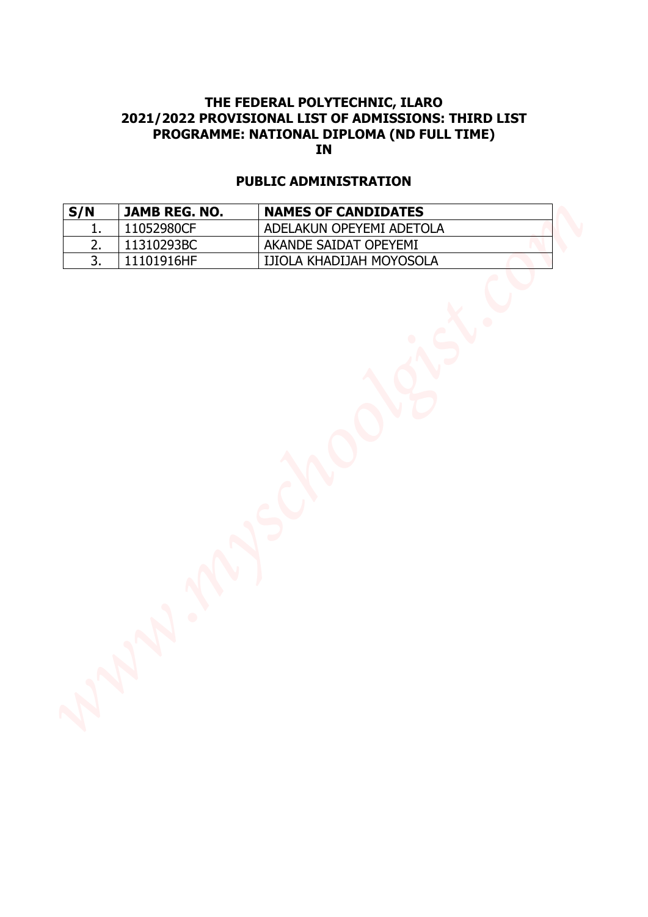**THE FEDERAL POLYTECHNIC, ILARO**
**2021/2022 PROVISIONAL LIST OF ADMISSIONS: THIRD LIST**
**PROGRAMME: NATIONAL DIPLOMA (ND FULL TIME)**
**IN**

## PUBLIC ADMINISTRATION

| S/N | JAMB REG. NO. | NAMES OF CANDIDATES |
| --- | --- | --- |
| 1. | 11052980CF | ADELAKUN OPEYEMI ADETOLA |
| 2. | 11310293BC | AKANDE SAIDAT OPEYEMI |
| 3. | 11101916HF | IJIOLA KHADIJAH MOYOSOLA |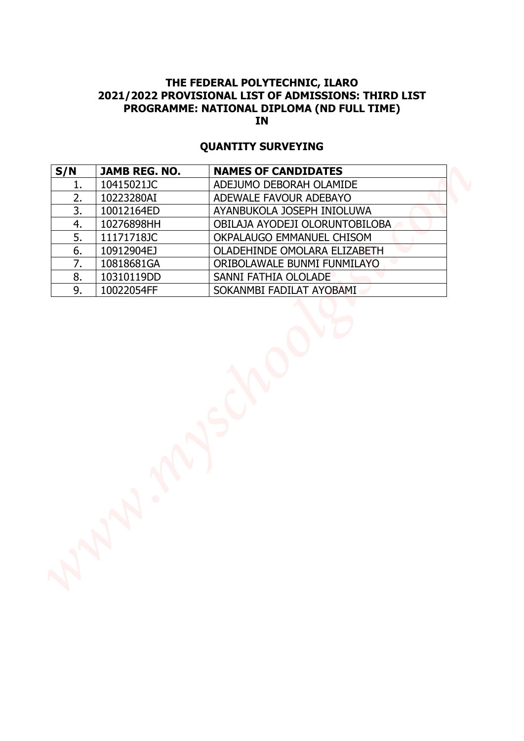# THE FEDERAL POLYTECHNIC, ILARO
## 2021/2022 PROVISIONAL LIST OF ADMISSIONS: THIRD LIST
## PROGRAMME: NATIONAL DIPLOMA (ND FULL TIME)
## IN

## QUANTITY SURVEYING

| S/N | JAMB REG. NO. | NAMES OF CANDIDATES |
| --- | --- | --- |
| 1. | 10415021JC | ADEJUMO DEBORAH OLAMIDE |
| 2. | 10223280AI | ADEWALE FAVOUR ADEBAYO |
| 3. | 10012164ED | AYANBUKOLA JOSEPH INIOLUWA |
| 4. | 10276898HH | OBILAJA AYODEJI OLORUNTOBILOBA |
| 5. | 11171718JC | OKPALAUGO EMMANUEL CHISOM |
| 6. | 10912904EJ | OLADEHINDE OMOLARA ELIZABETH |
| 7. | 10818681GA | ORIBOLAWALE BUNMI FUNMILAYO |
| 8. | 10310119DD | SANNI FATHIA OLOLADE |
| 9. | 10022054FF | SOKANMBI FADILAT AYOBAMI |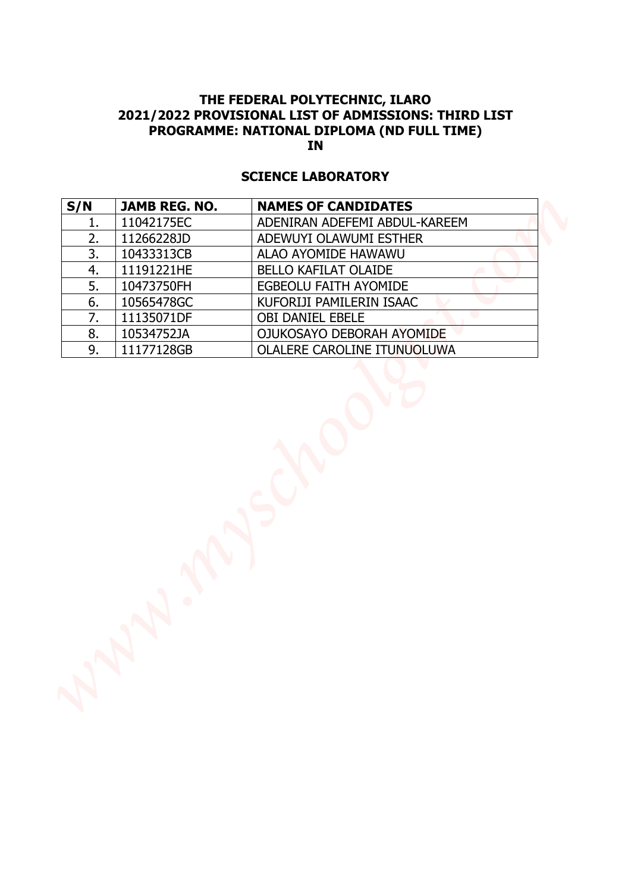**THE FEDERAL POLYTECHNIC, ILARO**
**2021/2022 PROVISIONAL LIST OF ADMISSIONS: THIRD LIST**
**PROGRAMME: NATIONAL DIPLOMA (ND FULL TIME)**
**IN**

## SCIENCE LABORATORY

| S/N | JAMB REG. NO. | NAMES OF CANDIDATES |
|---|---|---|
| 1. | 11042175EC | ADENIRAN ADEFEMI ABDUL-KAREEM |
| 2. | 11266228JD | ADEWUYI OLAWUMI ESTHER |
| 3. | 10433313CB | ALAO AYOMIDE HAWAWU |
| 4. | 11191221HE | BELLO KAFILAT OLAIDE |
| 5. | 10473750FH | EGBEOLU FAITH AYOMIDE |
| 6. | 10565478GC | KUFORIJI PAMILERIN ISAAC |
| 7. | 11135071DF | OBI DANIEL EBELE |
| 8. | 10534752JA | OJUKOSAYO DEBORAH AYOMIDE |
| 9. | 11177128GB | OLALERE CAROLINE ITUNUOLUWA |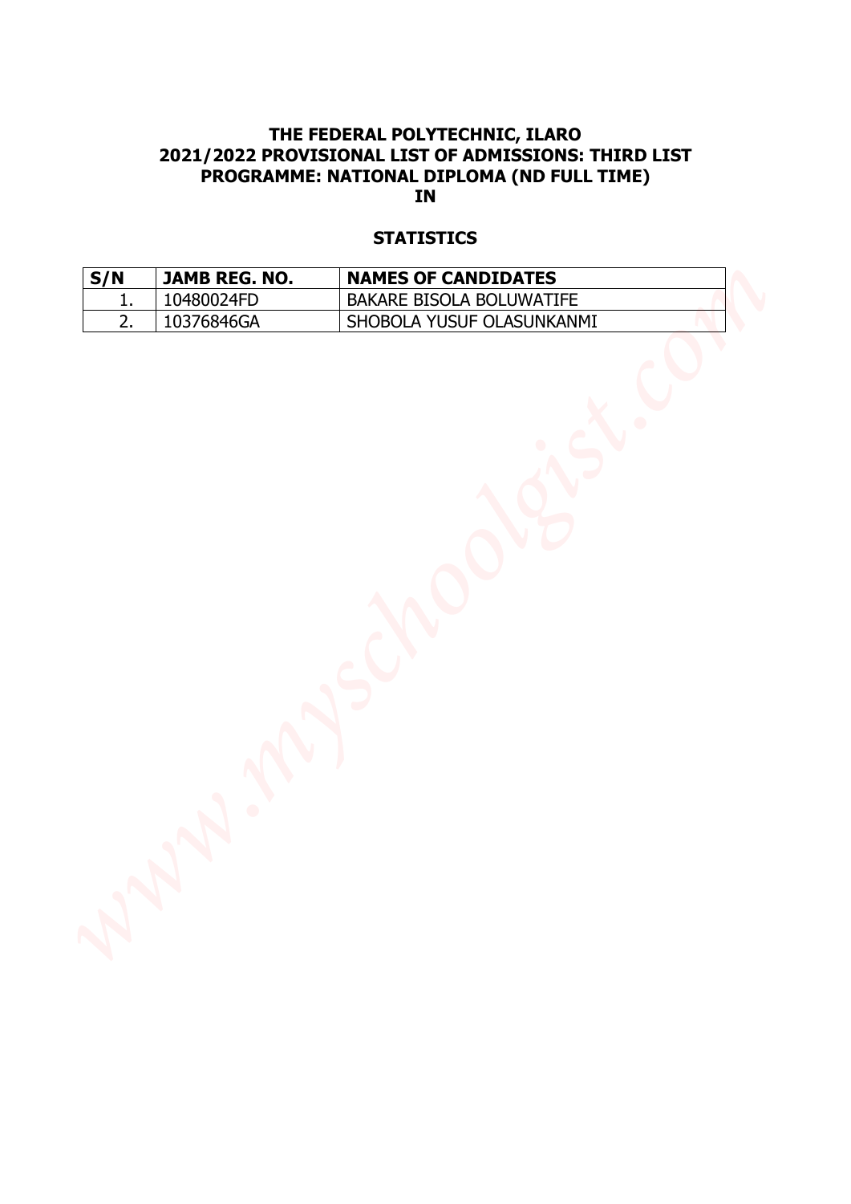**THE FEDERAL POLYTECHNIC, ILARO**
**2021/2022 PROVISIONAL LIST OF ADMISSIONS: THIRD LIST**
**PROGRAMME: NATIONAL DIPLOMA (ND FULL TIME)**
**IN**

## STATISTICS

| S/N | JAMB REG. NO. | NAMES OF CANDIDATES |
|---|---|---|
| 1. | 10480024FD | BAKARE BISOLA BOLUWATIFE |
| 2. | 10376846GA | SHOBOLA YUSUF OLASUNKANMI |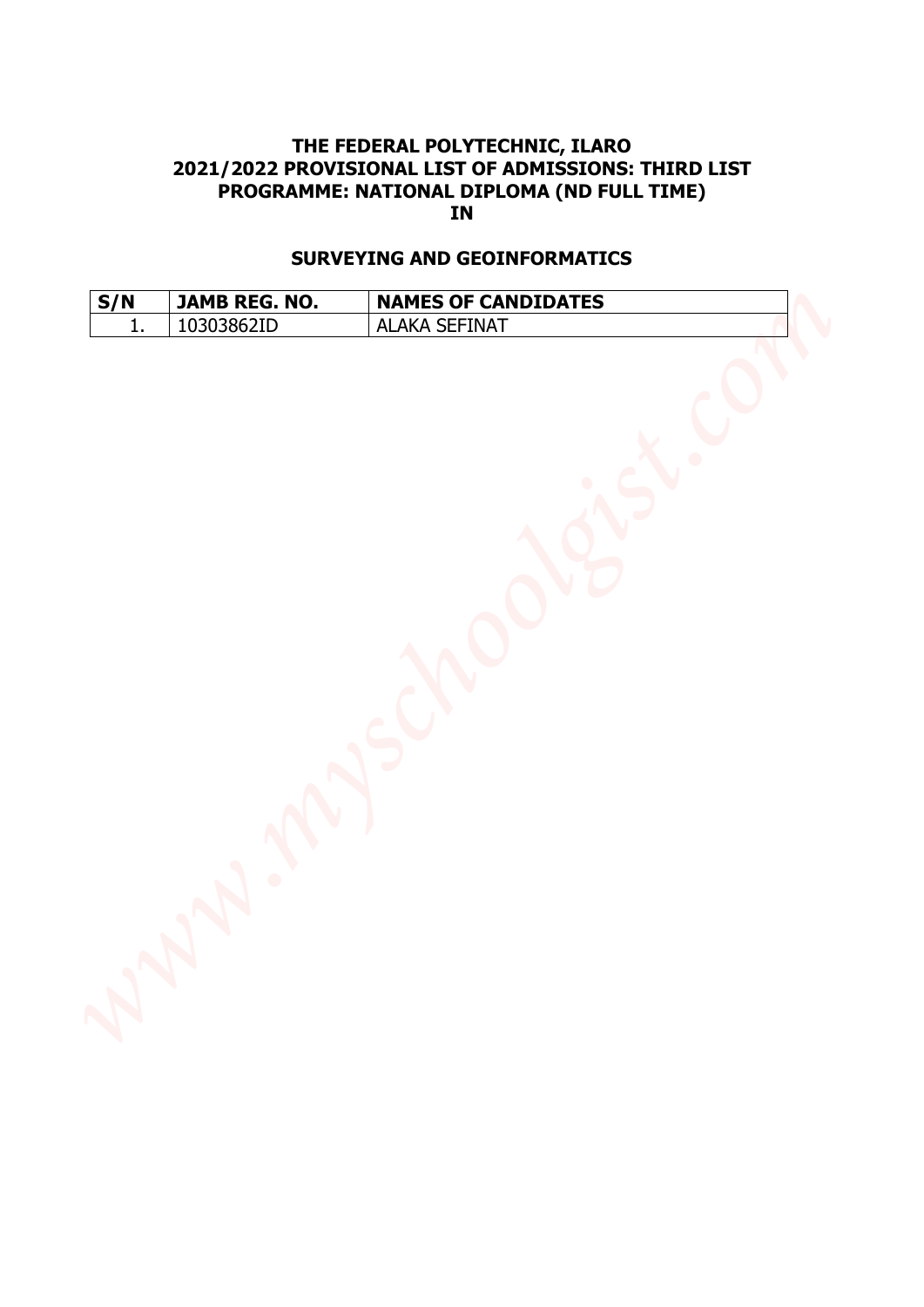**THE FEDERAL POLYTECHNIC, ILARO**
**2021/2022 PROVISIONAL LIST OF ADMISSIONS: THIRD LIST**
**PROGRAMME: NATIONAL DIPLOMA (ND FULL TIME)**
**IN**

## SURVEYING AND GEOINFORMATICS

| S/N | JAMB REG. NO. | NAMES OF CANDIDATES |
|---|---|---|
| 1. | 10303862ID | ALAKA SEFINAT |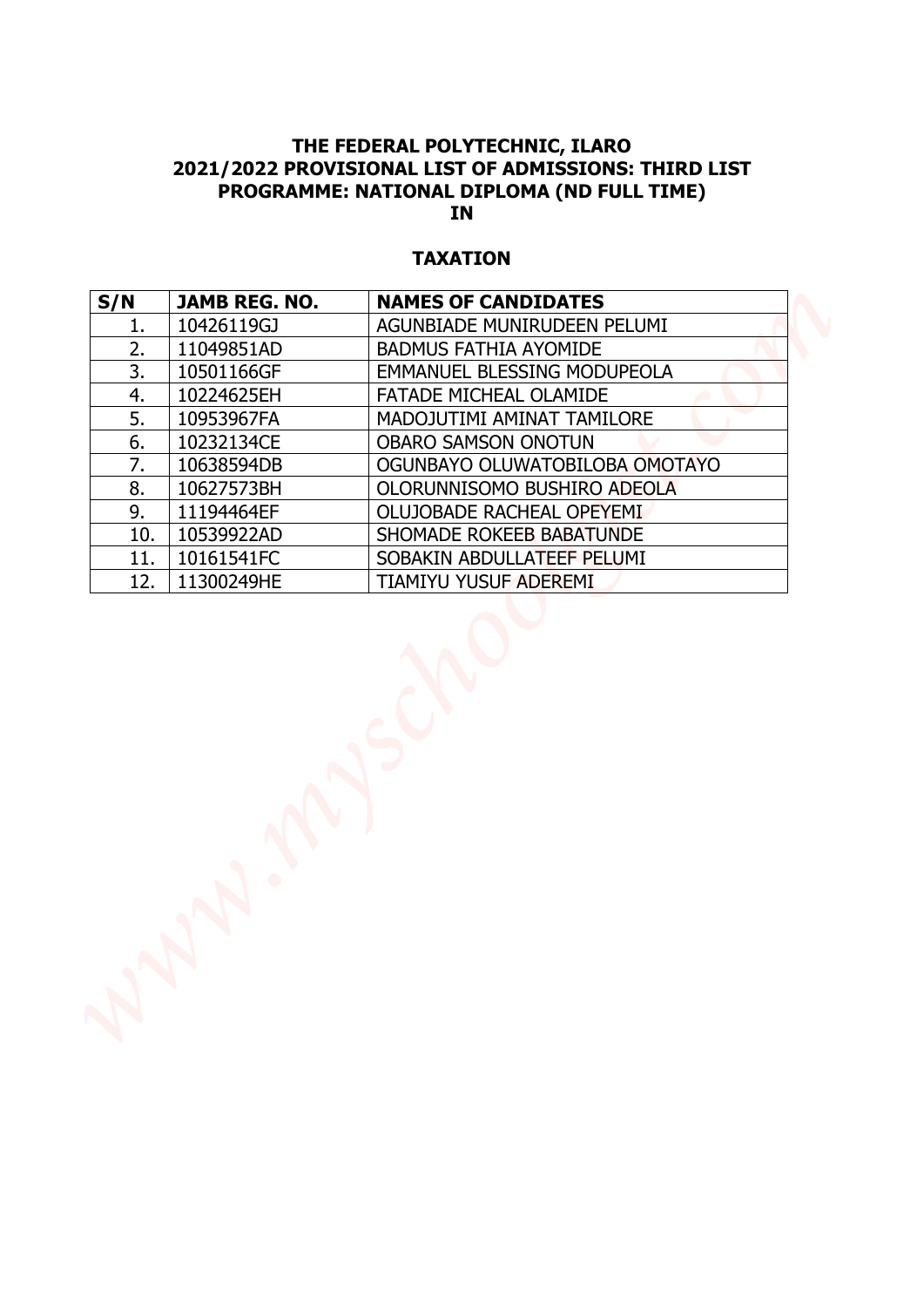**THE FEDERAL POLYTECHNIC, ILARO**
**2021/2022 PROVISIONAL LIST OF ADMISSIONS: THIRD LIST**
**PROGRAMME: NATIONAL DIPLOMA (ND FULL TIME)**
**IN**

## TAXATION

| S/N | JAMB REG. NO. | NAMES OF CANDIDATES |
|---|---|---|
| 1. | 10426119GJ | AGUNBIADE MUNIRUDEEN PELUMI |
| 2. | 11049851AD | BADMUS FATHIA AYOMIDE |
| 3. | 10501166GF | EMMANUEL BLESSING MODUPEOLA |
| 4. | 10224625EH | FATADE MICHEAL OLAMIDE |
| 5. | 10953967FA | MADOJUTIMI AMINAT TAMILORE |
| 6. | 10232134CE | OBARO SAMSON ONOTUN |
| 7. | 10638594DB | OGUNBAYO OLUWATOBILOBA OMOTAYO |
| 8. | 10627573BH | OLORUNNISOMO BUSHIRO ADEOLA |
| 9. | 11194464EF | OLUJOBADE RACHEAL OPEYEMI |
| 10. | 10539922AD | SHOMADE ROKEEB BABATUNDE |
| 11. | 10161541FC | SOBAKIN ABDULLATEEF PELUMI |
| 12. | 11300249HE | TIAMIYU YUSUF ADEREMI |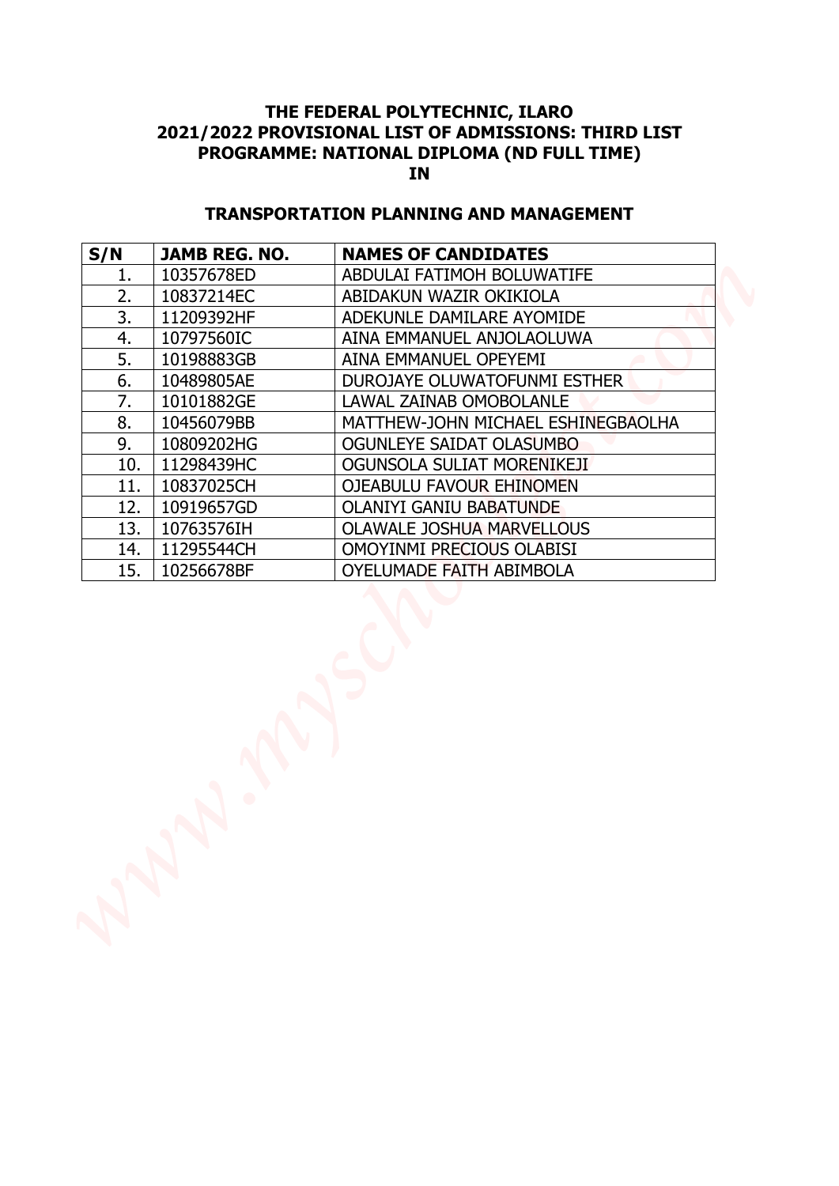**THE FEDERAL POLYTECHNIC, ILARO**
**2021/2022 PROVISIONAL LIST OF ADMISSIONS: THIRD LIST**
**PROGRAMME: NATIONAL DIPLOMA (ND FULL TIME)**
**IN**

**TRANSPORTATION PLANNING AND MANAGEMENT**

| S/N | JAMB REG. NO. | NAMES OF CANDIDATES |
|---|---|---|
| 1. | 10357678ED | ABDULAI FATIMOH BOLUWATIFE |
| 2. | 10837214EC | ABIDAKUN WAZIR OKIKIOLA |
| 3. | 11209392HF | ADEKUNLE DAMILARE AYOMIDE |
| 4. | 10797560IC | AINA EMMANUEL ANJOLAOLUWA |
| 5. | 10198883GB | AINA EMMANUEL OPEYEMI |
| 6. | 10489805AE | DUROJAYE OLUWATOFUNMI ESTHER |
| 7. | 10101882GE | LAWAL ZAINAB OMOBOLANLE |
| 8. | 10456079BB | MATTHEW-JOHN MICHAEL ESHINEGBAOLHA |
| 9. | 10809202HG | OGUNLEYE SAIDAT OLASUMBO |
| 10. | 11298439HC | OGUNSOLA SULIAT MORENIKEJI |
| 11. | 10837025CH | OJEABULU FAVOUR EHINOMEN |
| 12. | 10919657GD | OLANIYI GANIU BABATUNDE |
| 13. | 10763576IH | OLAWALE JOSHUA MARVELLOUS |
| 14. | 11295544CH | OMOYINMI PRECIOUS OLABISI |
| 15. | 10256678BF | OYELUMADE FAITH ABIMBOLA |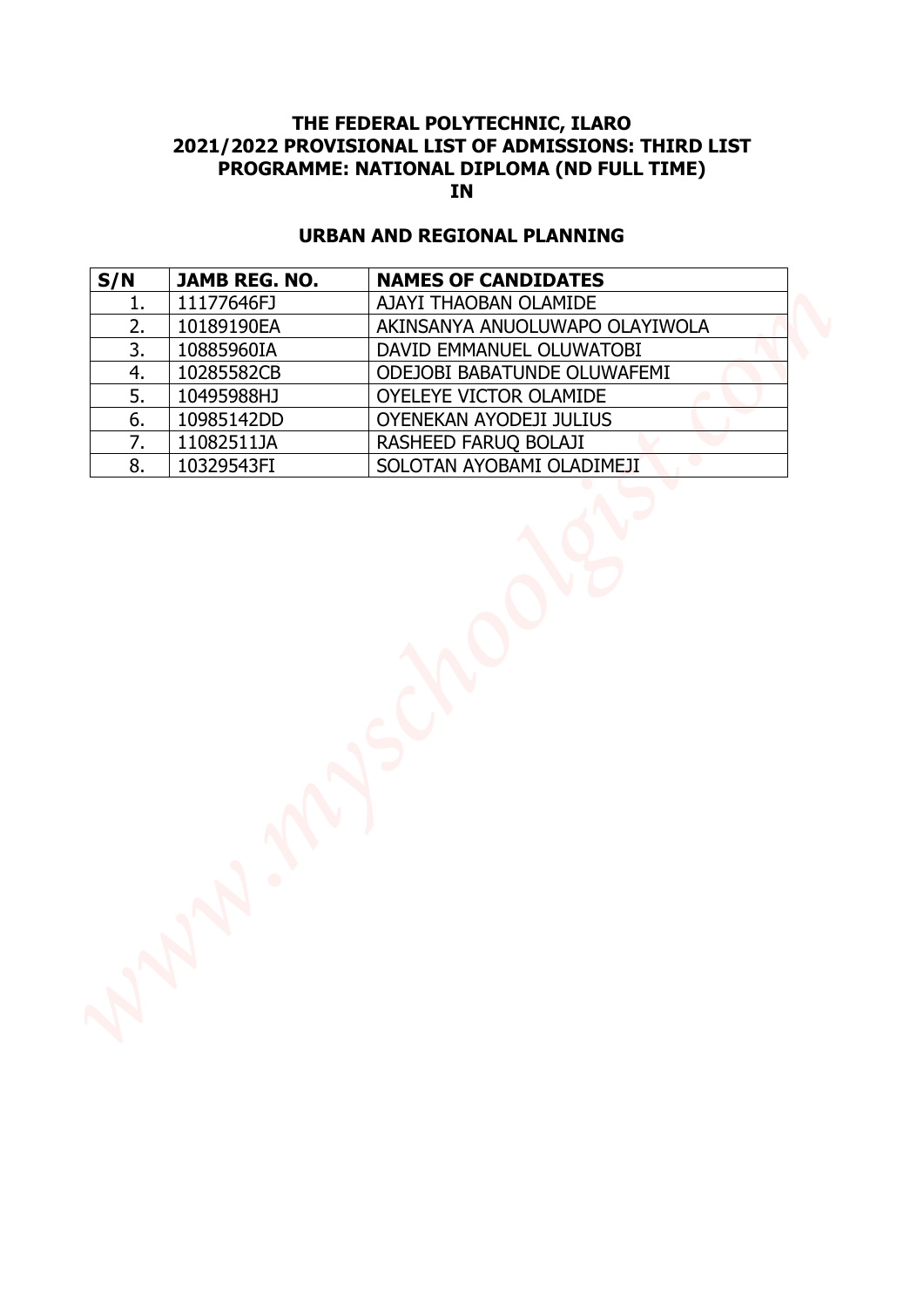**THE FEDERAL POLYTECHNIC, ILARO**
**2021/2022 PROVISIONAL LIST OF ADMISSIONS: THIRD LIST**
**PROGRAMME: NATIONAL DIPLOMA (ND FULL TIME)**
**IN**

## URBAN AND REGIONAL PLANNING

| S/N | JAMB REG. NO. | NAMES OF CANDIDATES |
|---|---|---|
| 1. | 11177646FJ | AJAYI THAOBAN OLAMIDE |
| 2. | 10189190EA | AKINSANYA ANUOLUWAPO OLAYIWOLA |
| 3. | 10885960IA | DAVID EMMANUEL OLUWATOBI |
| 4. | 10285582CB | ODEJOBI BABATUNDE OLUWAFEMI |
| 5. | 10495988HJ | OYELEYE VICTOR OLAMIDE |
| 6. | 10985142DD | OYENEKAN AYODEJI JULIUS |
| 7. | 11082511JA | RASHEED FARUQ BOLAJI |
| 8. | 10329543FI | SOLOTAN AYOBAMI OLADIMEJI |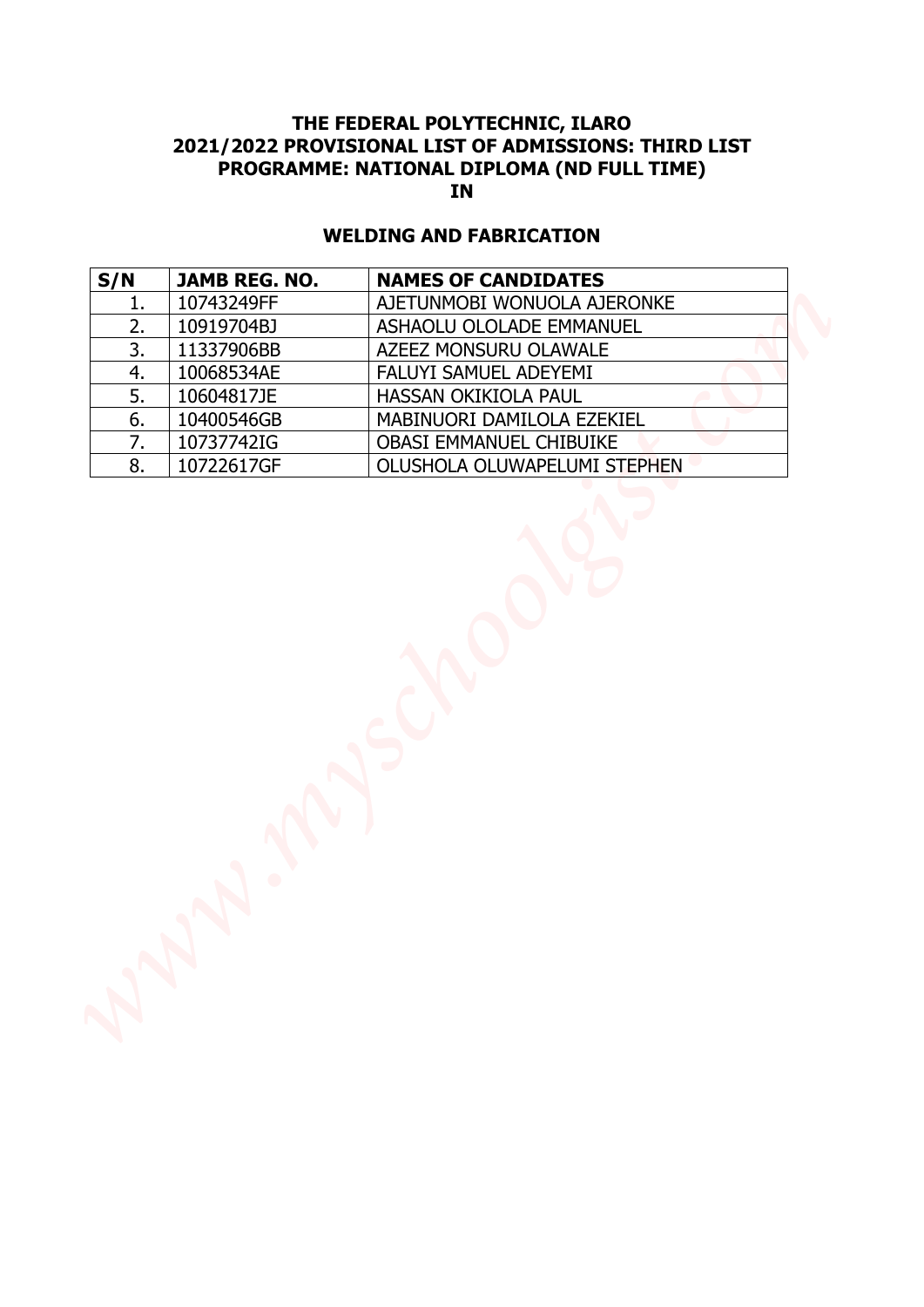**THE FEDERAL POLYTECHNIC, ILARO**
**2021/2022 PROVISIONAL LIST OF ADMISSIONS: THIRD LIST**
**PROGRAMME: NATIONAL DIPLOMA (ND FULL TIME)**
**IN**

## WELDING AND FABRICATION

| S/N | JAMB REG. NO. | NAMES OF CANDIDATES |
|---|---|---|
| 1. | 10743249FF | AJETUNMOBI WONUOLA AJERONKE |
| 2. | 10919704BJ | ASHAOLU OLOLADE EMMANUEL |
| 3. | 11337906BB | AZEEZ MONSURU OLAWALE |
| 4. | 10068534AE | FALUYI SAMUEL ADEYEMI |
| 5. | 10604817JE | HASSAN OKIKIOLA PAUL |
| 6. | 10400546GB | MABINUORI DAMILOLA EZEKIEL |
| 7. | 10737742IG | OBASI EMMANUEL CHIBUIKE |
| 8. | 10722617GF | OLUSHOLA OLUWAPELUMI STEPHEN |